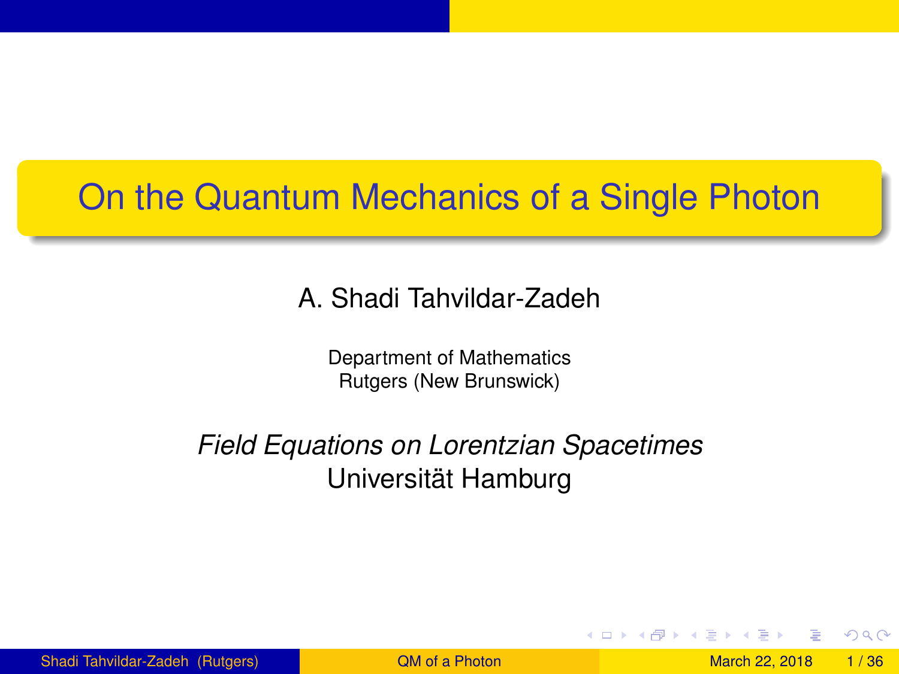# On the Quantum Mechanics of a Single Photon

A. Shadi Tahvildar-Zadeh

Department of Mathematics
Rutgers (New Brunswick)

*Field Equations on Lorentzian Spacetimes*
Universität Hamburg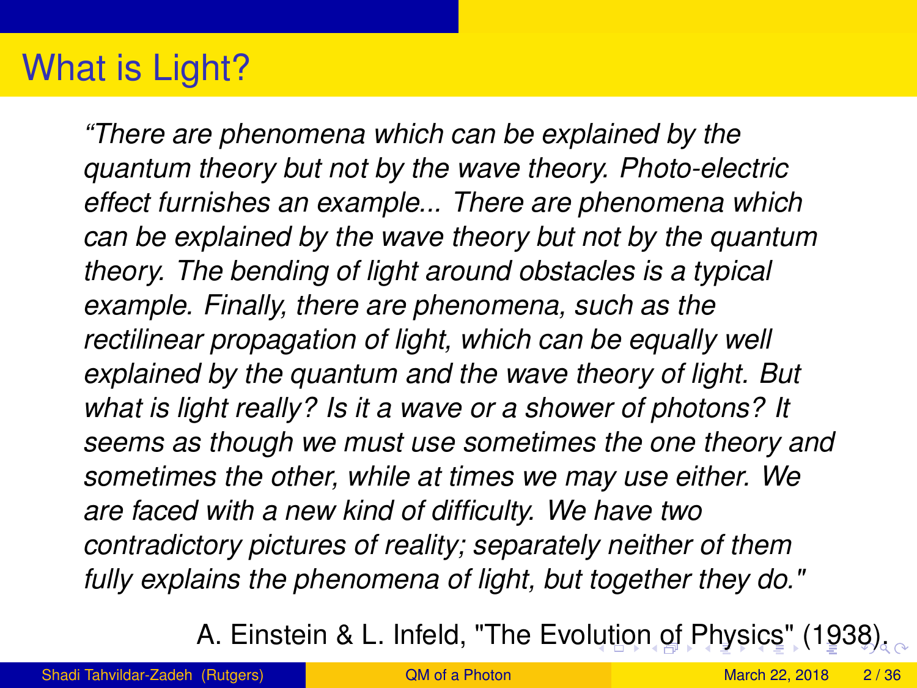# What is Light?

*“There are phenomena which can be explained by the quantum theory but not by the wave theory. Photo-electric effect furnishes an example... There are phenomena which can be explained by the wave theory but not by the quantum theory. The bending of light around obstacles is a typical example. Finally, there are phenomena, such as the rectilinear propagation of light, which can be equally well explained by the quantum and the wave theory of light. But what is light really? Is it a wave or a shower of photons? It seems as though we must use sometimes the one theory and sometimes the other, while at times we may use either. We are faced with a new kind of difficulty. We have two contradictory pictures of reality; separately neither of them fully explains the phenomena of light, but together they do."*

A. Einstein & L. Infeld, "The Evolution of Physics" (1938).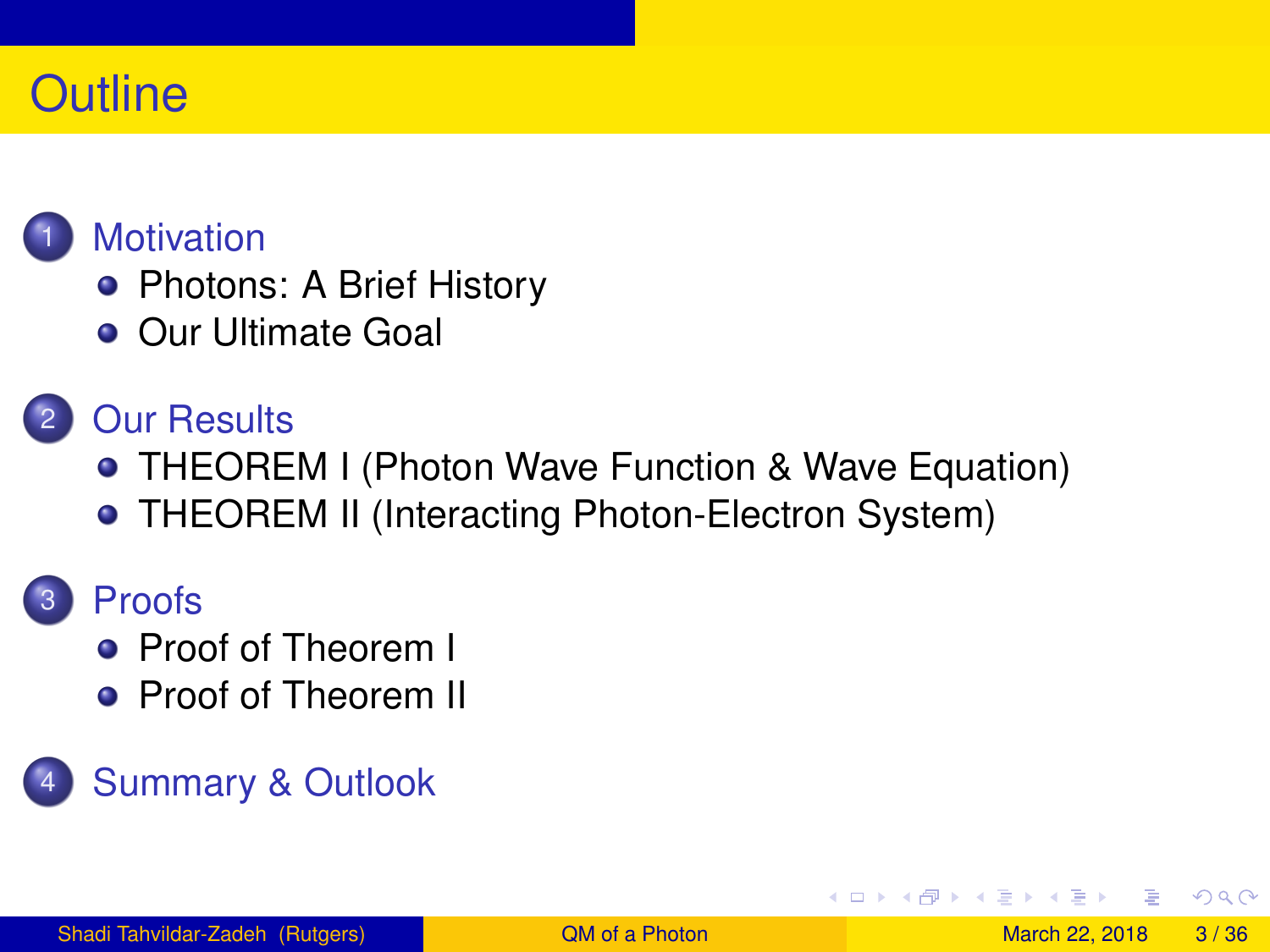# Outline

1. Motivation
   - Photons: A Brief History
   - Our Ultimate Goal

2. Our Results
   - THEOREM I (Photon Wave Function & Wave Equation)
   - THEOREM II (Interacting Photon-Electron System)

3. Proofs
   - Proof of Theorem I
   - Proof of Theorem II

4. Summary & Outlook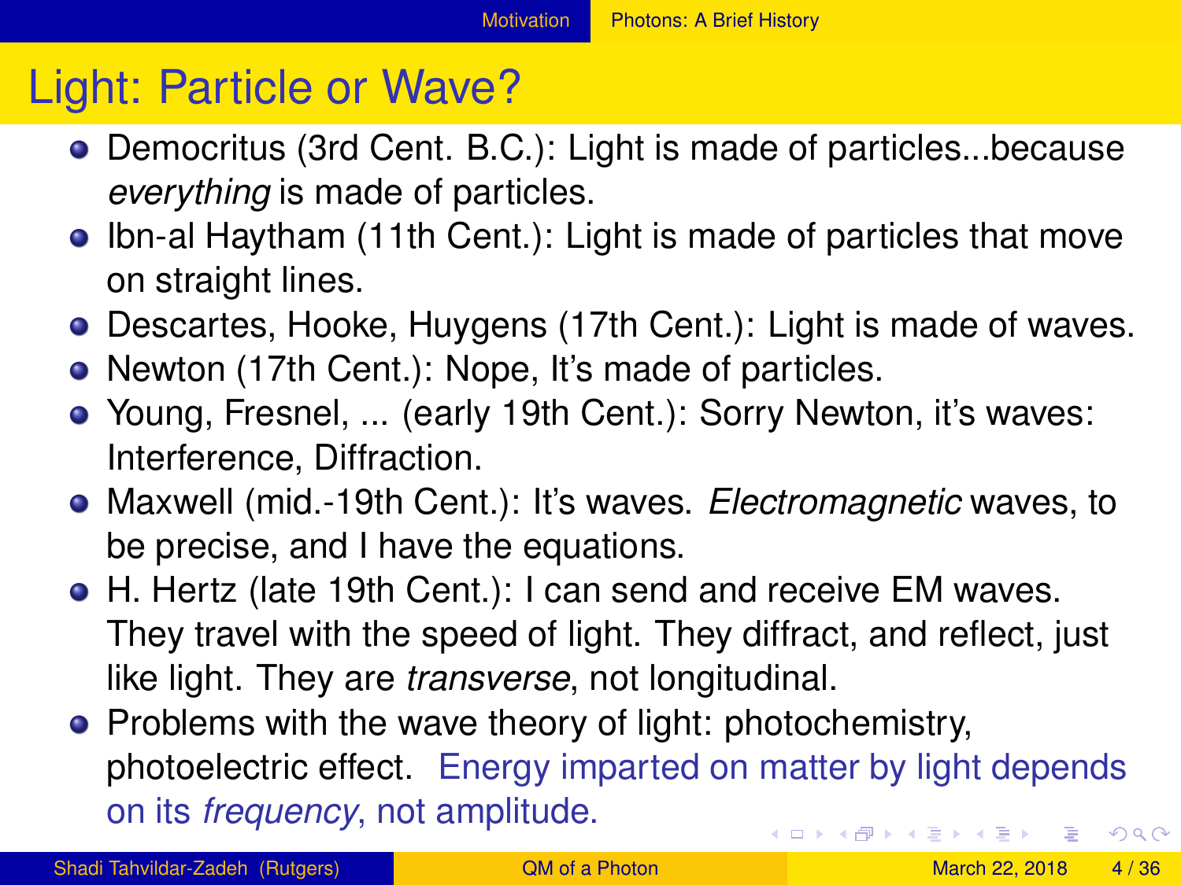## Light: Particle or Wave?

- Democritus (3rd Cent. B.C.): Light is made of particles...because *everything* is made of particles.
- Ibn-al Haytham (11th Cent.): Light is made of particles that move on straight lines.
- Descartes, Hooke, Huygens (17th Cent.): Light is made of waves.
- Newton (17th Cent.): Nope, It's made of particles.
- Young, Fresnel, ... (early 19th Cent.): Sorry Newton, it's waves: Interference, Diffraction.
- Maxwell (mid.-19th Cent.): It's waves. *Electromagnetic* waves, to be precise, and I have the equations.
- H. Hertz (late 19th Cent.): I can send and receive EM waves. They travel with the speed of light. They diffract, and reflect, just like light. They are *transverse*, not longitudinal.
- Problems with the wave theory of light: photochemistry, photoelectric effect. Energy imparted on matter by light depends on its *frequency*, not amplitude.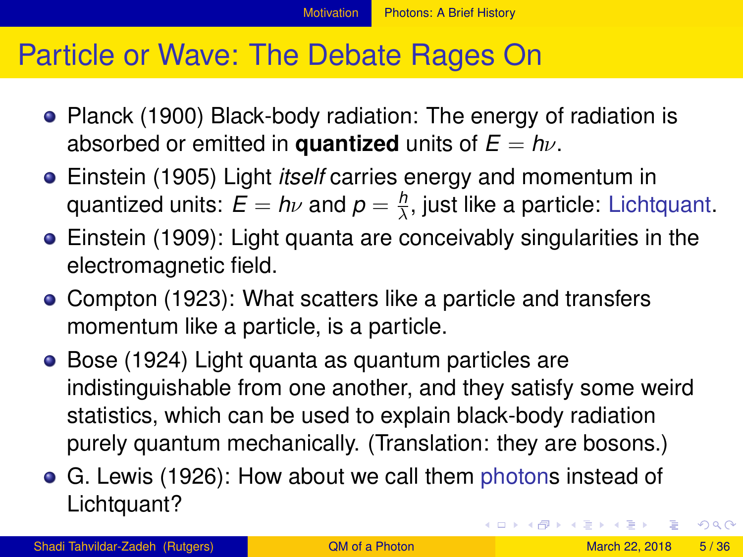# Particle or Wave: The Debate Rages On

- Planck (1900) Black-body radiation: The energy of radiation is absorbed or emitted in **quantized** units of $E = h\nu$.
- Einstein (1905) Light *itself* carries energy and momentum in quantized units: $E = h\nu$ and $p = \frac{h}{\lambda}$, just like a particle: Lichtquant.
- Einstein (1909): Light quanta are conceivably singularities in the electromagnetic field.
- Compton (1923): What scatters like a particle and transfers momentum like a particle, is a particle.
- Bose (1924) Light quanta as quantum particles are indistinguishable from one another, and they satisfy some weird statistics, which can be used to explain black-body radiation purely quantum mechanically. (Translation: they are bosons.)
- G. Lewis (1926): How about we call them photons instead of Lichtquant?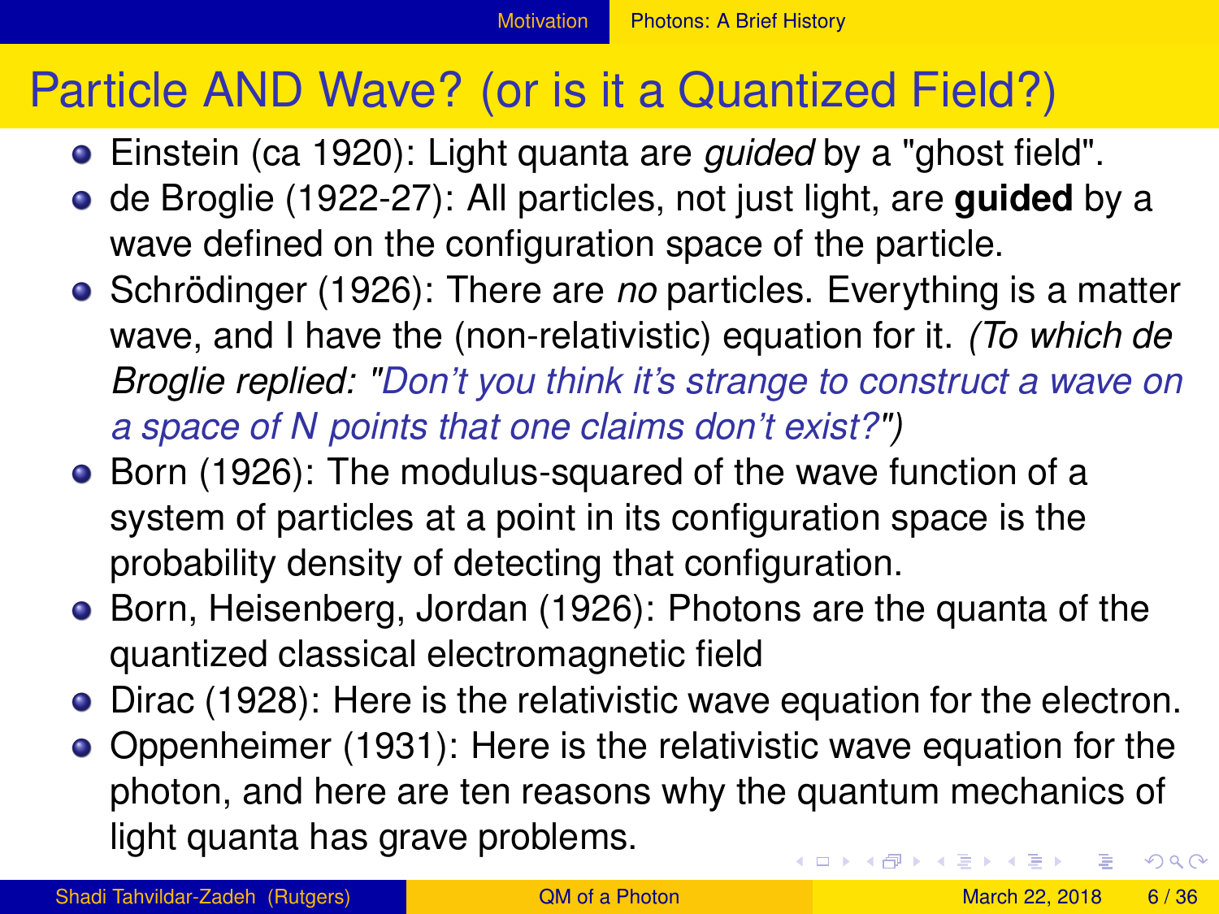# Particle AND Wave? (or is it a Quantized Field?)

- Einstein (ca 1920): Light quanta are *guided* by a "ghost field".
- de Broglie (1922-27): All particles, not just light, are **guided** by a wave defined on the configuration space of the particle.
- Schrödinger (1926): There are *no* particles. Everything is a matter wave, and I have the (non-relativistic) equation for it. *(To which de Broglie replied: "Don't you think it's strange to construct a wave on a space of N points that one claims don't exist?")*
- Born (1926): The modulus-squared of the wave function of a system of particles at a point in its configuration space is the probability density of detecting that configuration.
- Born, Heisenberg, Jordan (1926): Photons are the quanta of the quantized classical electromagnetic field
- Dirac (1928): Here is the relativistic wave equation for the electron.
- Oppenheimer (1931): Here is the relativistic wave equation for the photon, and here are ten reasons why the quantum mechanics of light quanta has grave problems.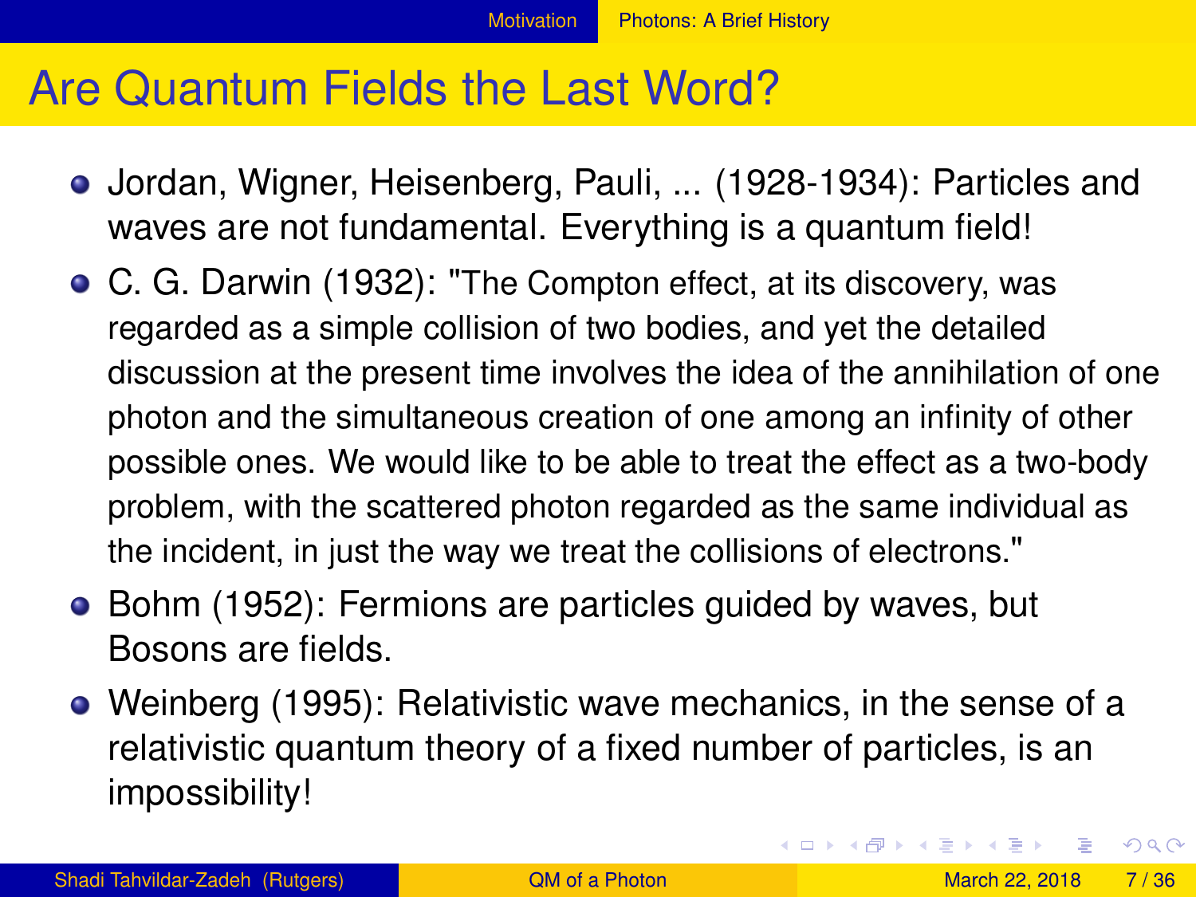# Are Quantum Fields the Last Word?

- Jordan, Wigner, Heisenberg, Pauli, ... (1928-1934): Particles and waves are not fundamental. Everything is a quantum field!
- C. G. Darwin (1932): "The Compton effect, at its discovery, was regarded as a simple collision of two bodies, and yet the detailed discussion at the present time involves the idea of the annihilation of one photon and the simultaneous creation of one among an infinity of other possible ones. We would like to be able to treat the effect as a two-body problem, with the scattered photon regarded as the same individual as the incident, in just the way we treat the collisions of electrons."
- Bohm (1952): Fermions are particles guided by waves, but Bosons are fields.
- Weinberg (1995): Relativistic wave mechanics, in the sense of a relativistic quantum theory of a fixed number of particles, is an impossibility!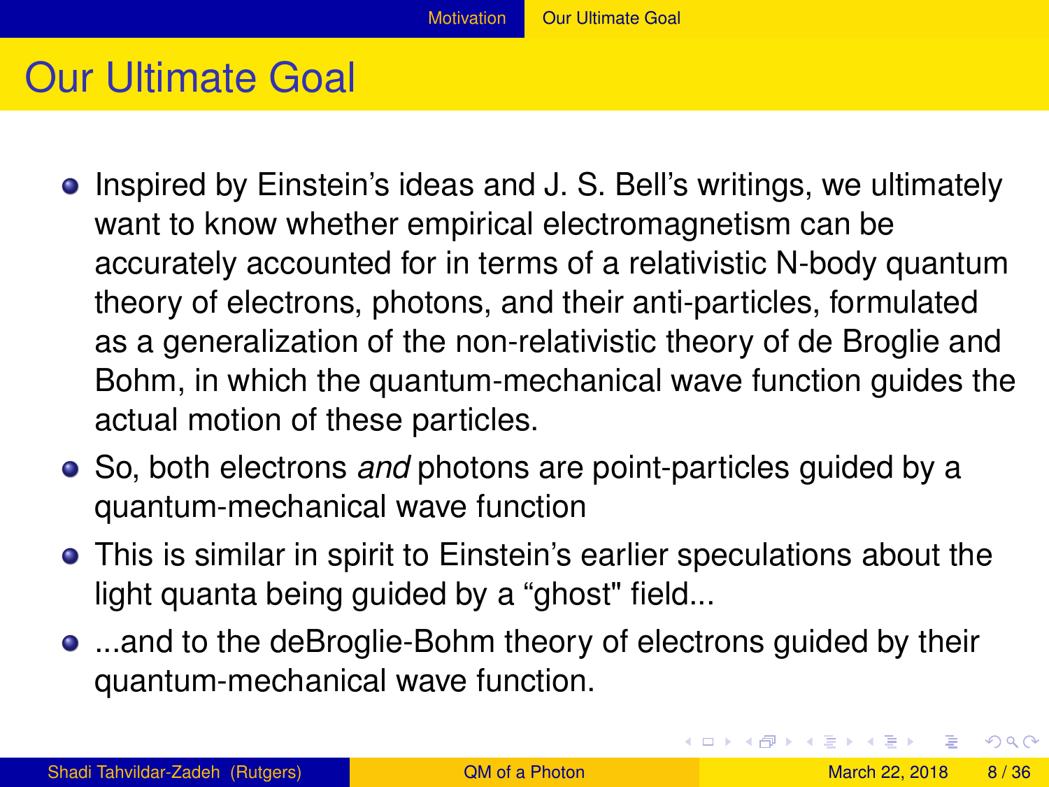# Our Ultimate Goal

- Inspired by Einstein's ideas and J. S. Bell's writings, we ultimately want to know whether empirical electromagnetism can be accurately accounted for in terms of a relativistic N-body quantum theory of electrons, photons, and their anti-particles, formulated as a generalization of the non-relativistic theory of de Broglie and Bohm, in which the quantum-mechanical wave function guides the actual motion of these particles.
- So, both electrons *and* photons are point-particles guided by a quantum-mechanical wave function
- This is similar in spirit to Einstein's earlier speculations about the light quanta being guided by a "ghost" field...
- ...and to the deBroglie-Bohm theory of electrons guided by their quantum-mechanical wave function.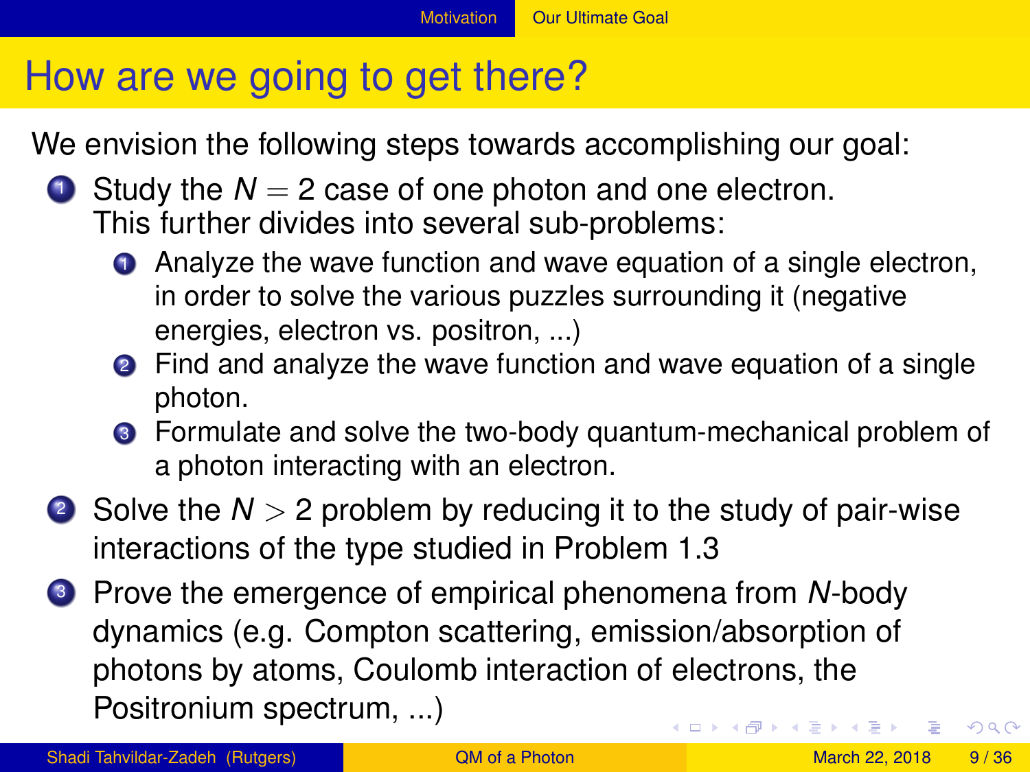# How are we going to get there?

We envision the following steps towards accomplishing our goal:

1. Study the $N = 2$ case of one photon and one electron. This further divides into several sub-problems:
   1. Analyze the wave function and wave equation of a single electron, in order to solve the various puzzles surrounding it (negative energies, electron vs. positron, ...)
   2. Find and analyze the wave function and wave equation of a single photon.
   3. Formulate and solve the two-body quantum-mechanical problem of a photon interacting with an electron.
2. Solve the $N > 2$ problem by reducing it to the study of pair-wise interactions of the type studied in Problem 1.3
3. Prove the emergence of empirical phenomena from $N$-body dynamics (e.g. Compton scattering, emission/absorption of photons by atoms, Coulomb interaction of electrons, the Positronium spectrum, ...)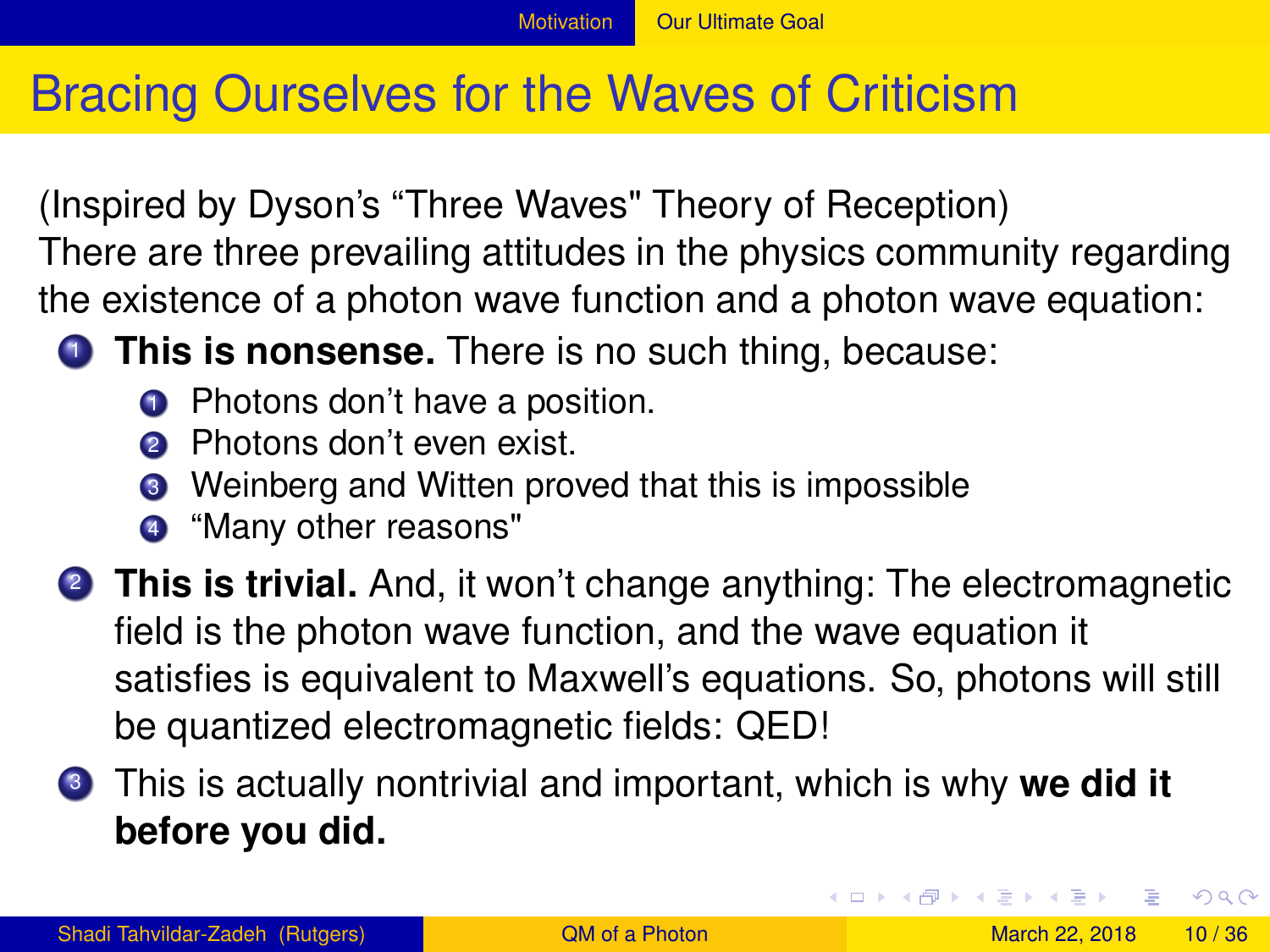# Bracing Ourselves for the Waves of Criticism

(Inspired by Dyson's "Three Waves" Theory of Reception)
There are three prevailing attitudes in the physics community regarding the existence of a photon wave function and a photon wave equation:

1. **This is nonsense.** There is no such thing, because:
   1. Photons don't have a position.
   2. Photons don't even exist.
   3. Weinberg and Witten proved that this is impossible
   4. "Many other reasons"
2. **This is trivial.** And, it won't change anything: The electromagnetic field is the photon wave function, and the wave equation it satisfies is equivalent to Maxwell's equations. So, photons will still be quantized electromagnetic fields: QED!
3. This is actually nontrivial and important, which is why **we did it before you did.**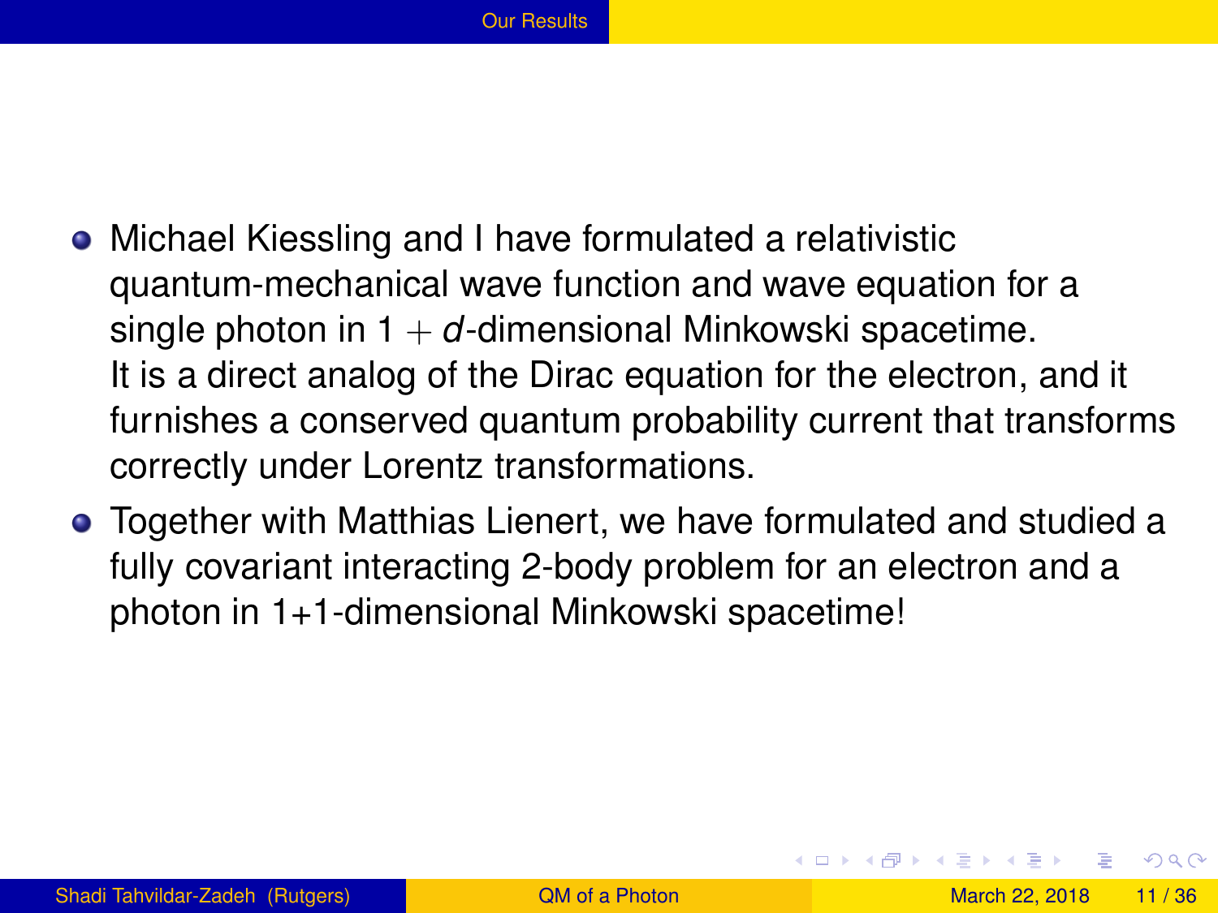## Our Results

- Michael Kiessling and I have formulated a relativistic quantum-mechanical wave function and wave equation for a single photon in $1 + d$-dimensional Minkowski spacetime. It is a direct analog of the Dirac equation for the electron, and it furnishes a conserved quantum probability current that transforms correctly under Lorentz transformations.
- Together with Matthias Lienert, we have formulated and studied a fully covariant interacting 2-body problem for an electron and a photon in 1+1-dimensional Minkowski spacetime!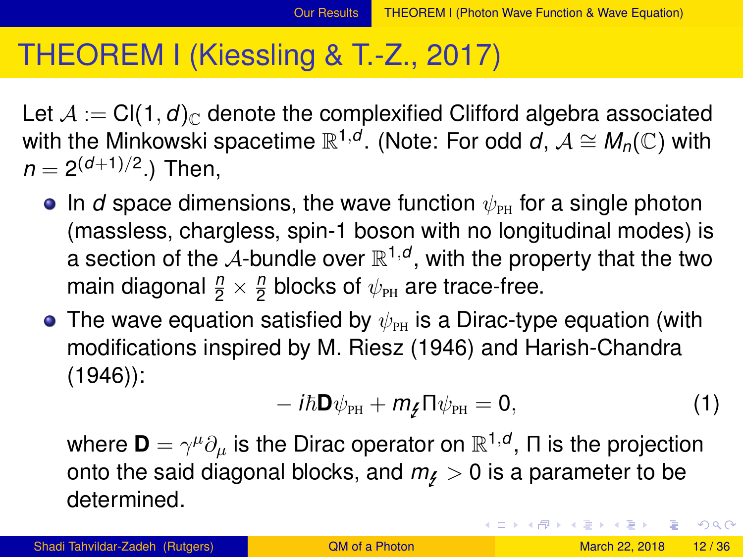# THEOREM I (Kiessling & T.-Z., 2017)

Let $\mathcal{A} := \mathrm{Cl}(1,d)_{\mathbb{C}}$ denote the complexified Clifford algebra associated with the Minkowski spacetime $\mathbb{R}^{1,d}$. (Note: For odd $d$, $\mathcal{A} \cong M_n(\mathbb{C})$ with $n = 2^{(d+1)/2}$.) Then,

- In $d$ space dimensions, the wave function $\psi_{\text{PH}}$ for a single photon (massless, chargless, spin-1 boson with no longitudinal modes) is a section of the $\mathcal{A}$-bundle over $\mathbb{R}^{1,d}$, with the property that the two main diagonal $\frac{n}{2} \times \frac{n}{2}$ blocks of $\psi_{\text{PH}}$ are trace-free.
- The wave equation satisfied by $\psi_{\text{PH}}$ is a Dirac-type equation (with modifications inspired by M. Riesz (1946) and Harish-Chandra (1946)):

$$-i\hbar \mathbf{D}\psi_{\text{PH}} + m_{\not{\iota}} \Pi \psi_{\text{PH}} = 0, \tag{1}$$

where $\mathbf{D} = \gamma^\mu \partial_\mu$ is the Dirac operator on $\mathbb{R}^{1,d}$, $\Pi$ is the projection onto the said diagonal blocks, and $m_{\not{\iota}} > 0$ is a parameter to be determined.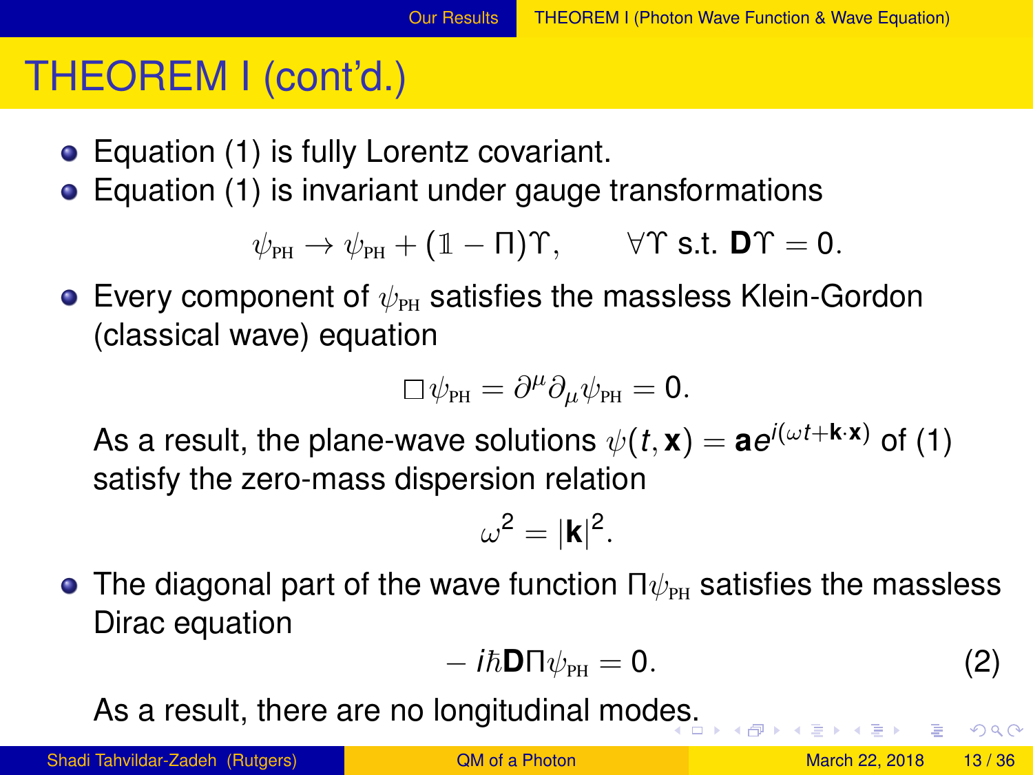# THEOREM I (cont'd.)

- Equation (1) is fully Lorentz covariant.
- Equation (1) is invariant under gauge transformations

$$\psi_{\text{PH}} \to \psi_{\text{PH}} + (\mathbb{1} - \Pi)\Upsilon, \qquad \forall \Upsilon \text{ s.t. } \mathbf{D}\Upsilon = 0.$$

- Every component of $\psi_{\text{PH}}$ satisfies the massless Klein-Gordon (classical wave) equation

$$\square \psi_{\text{PH}} = \partial^\mu \partial_\mu \psi_{\text{PH}} = 0.$$

  As a result, the plane-wave solutions $\psi(t, \mathbf{x}) = \mathbf{a} e^{i(\omega t + \mathbf{k} \cdot \mathbf{x})}$ of (1) satisfy the zero-mass dispersion relation

$$\omega^2 = |\mathbf{k}|^2.$$

- The diagonal part of the wave function $\Pi\psi_{\text{PH}}$ satisfies the massless Dirac equation

$$-i\hbar \mathbf{D} \Pi \psi_{\text{PH}} = 0. \tag{2}$$

  As a result, there are no longitudinal modes.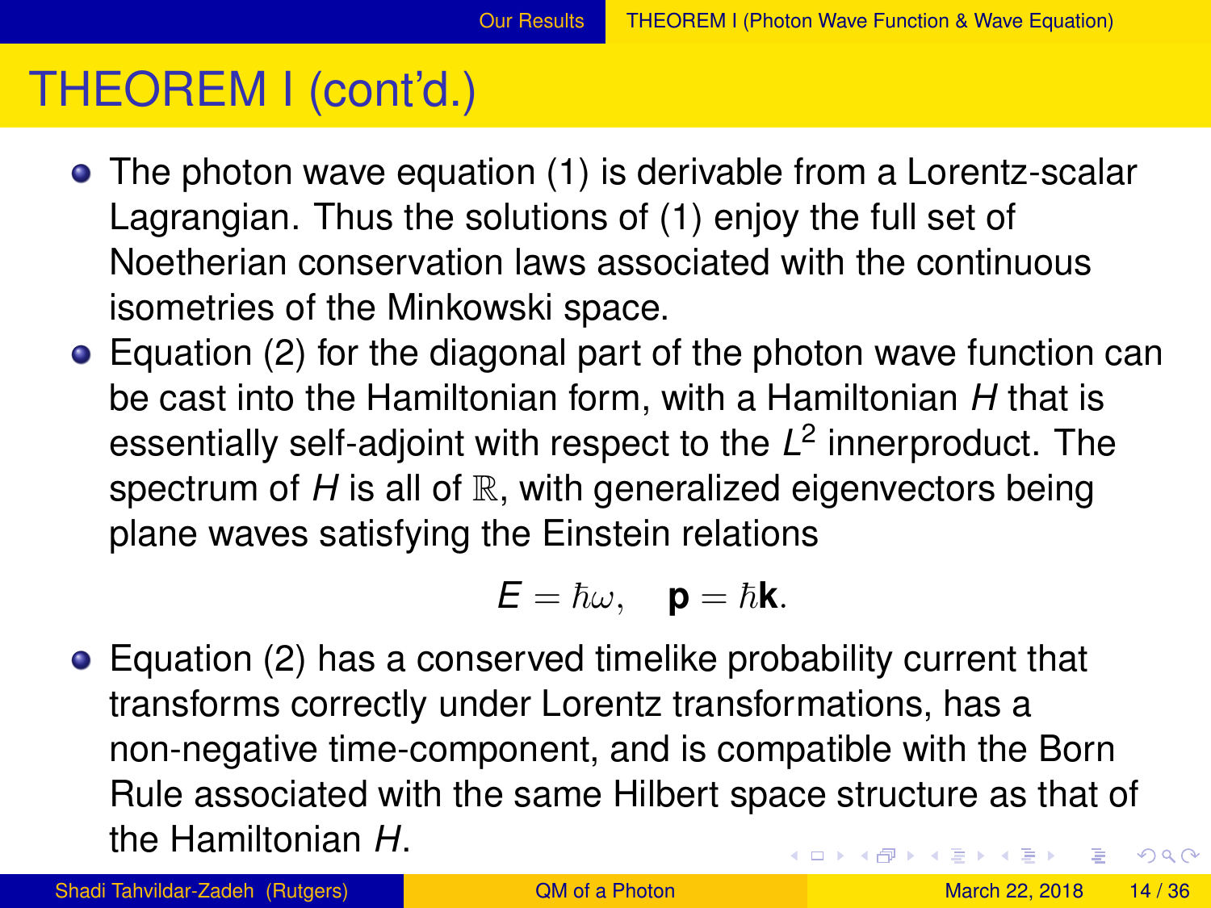# THEOREM I (cont'd.)

- The photon wave equation (1) is derivable from a Lorentz-scalar Lagrangian. Thus the solutions of (1) enjoy the full set of Noetherian conservation laws associated with the continuous isometries of the Minkowski space.
- Equation (2) for the diagonal part of the photon wave function can be cast into the Hamiltonian form, with a Hamiltonian $H$ that is essentially self-adjoint with respect to the $L^2$ innerproduct. The spectrum of $H$ is all of $\mathbb{R}$, with generalized eigenvectors being plane waves satisfying the Einstein relations

$$E = \hbar\omega, \quad \mathbf{p} = \hbar\mathbf{k}.$$

- Equation (2) has a conserved timelike probability current that transforms correctly under Lorentz transformations, has a non-negative time-component, and is compatible with the Born Rule associated with the same Hilbert space structure as that of the Hamiltonian $H$.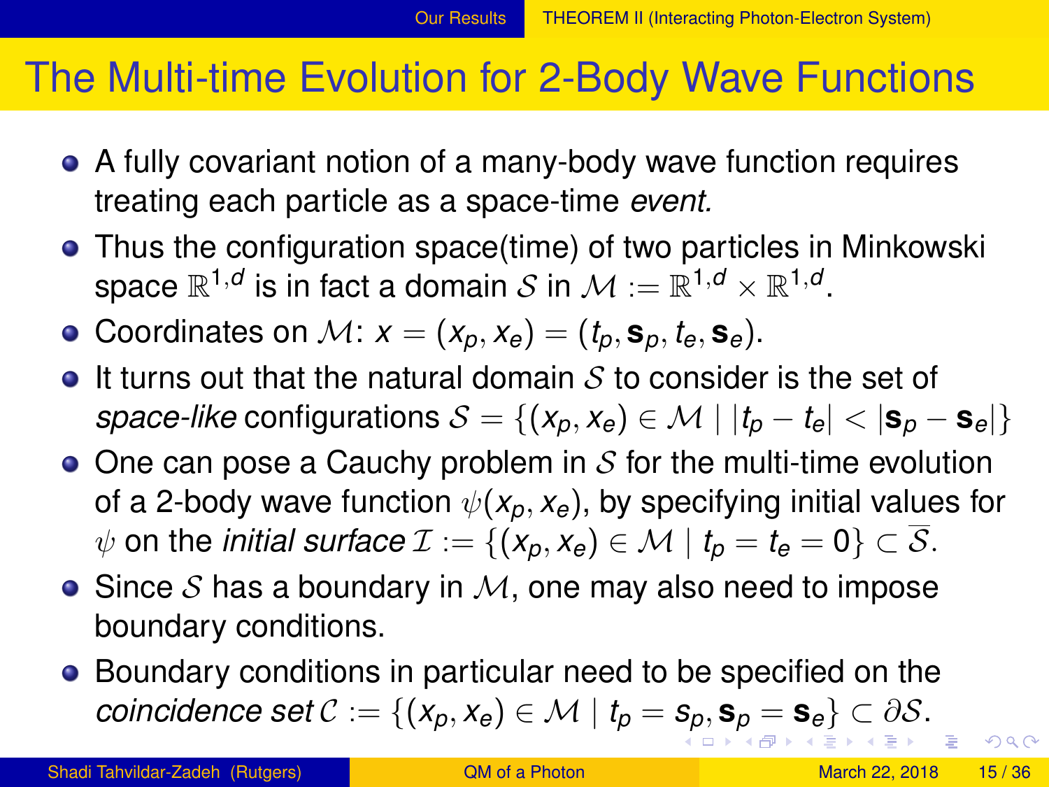# The Multi-time Evolution for 2-Body Wave Functions

- A fully covariant notion of a many-body wave function requires treating each particle as a space-time *event.*
- Thus the configuration space(time) of two particles in Minkowski space $\mathbb{R}^{1,d}$ is in fact a domain $\mathcal{S}$ in $\mathcal{M} := \mathbb{R}^{1,d} \times \mathbb{R}^{1,d}$.
- Coordinates on $\mathcal{M}$: $x = (x_p, x_e) = (t_p, \mathbf{s}_p, t_e, \mathbf{s}_e)$.
- It turns out that the natural domain $\mathcal{S}$ to consider is the set of *space-like* configurations $\mathcal{S} = \{(x_p, x_e) \in \mathcal{M} \mid |t_p - t_e| < |\mathbf{s}_p - \mathbf{s}_e|\}$
- One can pose a Cauchy problem in $\mathcal{S}$ for the multi-time evolution of a 2-body wave function $\psi(x_p, x_e)$, by specifying initial values for $\psi$ on the *initial surface* $\mathcal{I} := \{(x_p, x_e) \in \mathcal{M} \mid t_p = t_e = 0\} \subset \overline{\mathcal{S}}$.
- Since $\mathcal{S}$ has a boundary in $\mathcal{M}$, one may also need to impose boundary conditions.
- Boundary conditions in particular need to be specified on the *coincidence set* $\mathcal{C} := \{(x_p, x_e) \in \mathcal{M} \mid t_p = s_p, \mathbf{s}_p = \mathbf{s}_e\} \subset \partial\mathcal{S}$.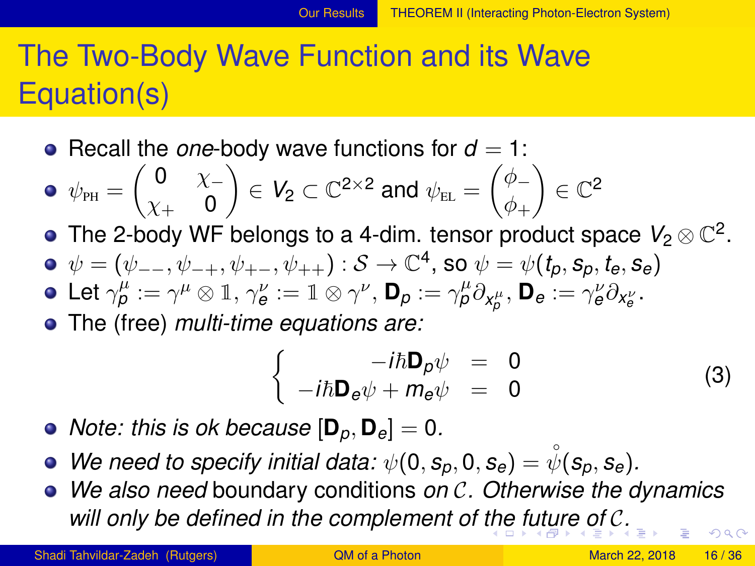# The Two-Body Wave Function and its Wave Equation(s)

- Recall the *one*-body wave functions for $d = 1$:
- $\psi_{\text{PH}} = \begin{pmatrix} 0 & \chi_- \\ \chi_+ & 0 \end{pmatrix} \in V_2 \subset \mathbb{C}^{2\times 2}$ and $\psi_{\text{EL}} = \begin{pmatrix} \phi_- \\ \phi_+ \end{pmatrix} \in \mathbb{C}^2$
- The 2-body WF belongs to a 4-dim. tensor product space $V_2 \otimes \mathbb{C}^2$.
- $\psi = (\psi_{--}, \psi_{-+}, \psi_{+-}, \psi_{++}) : \mathcal{S} \to \mathbb{C}^4$, so $\psi = \psi(t_p, s_p, t_e, s_e)$
- Let $\gamma_p^\mu := \gamma^\mu \otimes \mathbb{1}$, $\gamma_e^\nu := \mathbb{1} \otimes \gamma^\nu$, $\mathbf{D}_p := \gamma_p^\mu \partial_{x_p^\mu}$, $\mathbf{D}_e := \gamma_e^\nu \partial_{x_e^\nu}$.
- The (free) *multi-time equations are:*

$$\left\{ \begin{array}{rcl} -i\hbar \mathbf{D}_p \psi & = & 0 \\ -i\hbar \mathbf{D}_e \psi + m_e \psi & = & 0 \end{array} \right. \tag{3}$$

- *Note: this is ok because* $[\mathbf{D}_p, \mathbf{D}_e] = 0$.
- *We need to specify initial data:* $\psi(0, s_p, 0, s_e) = \mathring{\psi}(s_p, s_e)$.
- *We also need* boundary conditions *on* $\mathcal{C}$. *Otherwise the dynamics will only be defined in the complement of the future of* $\mathcal{C}$.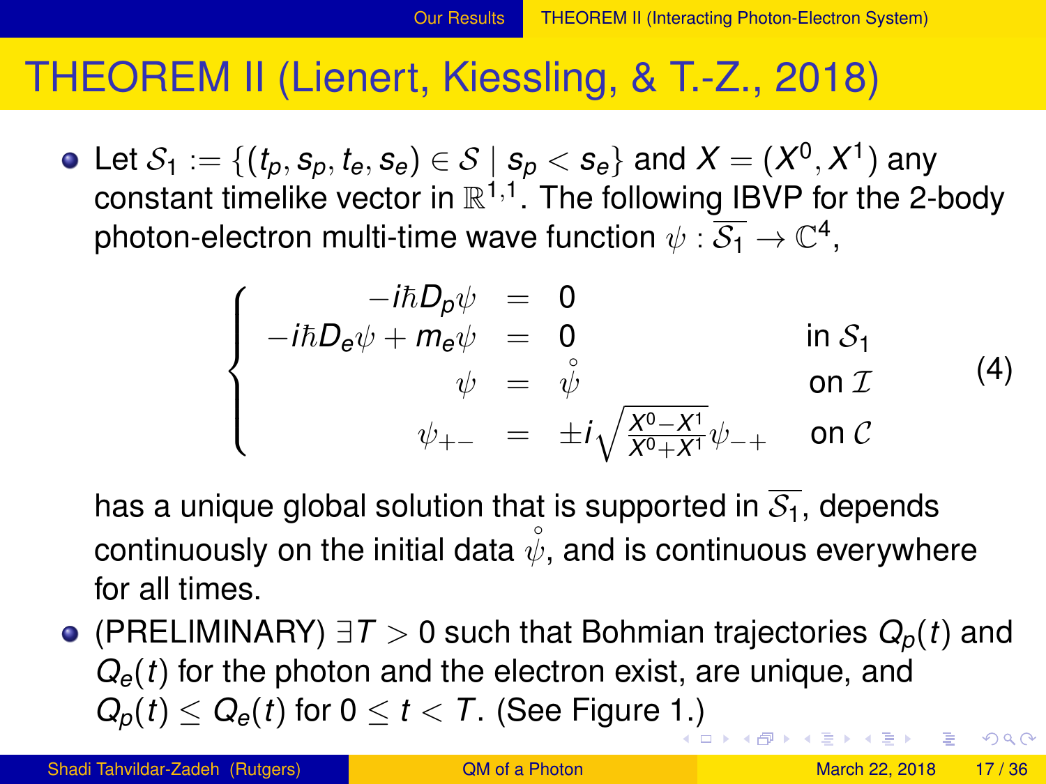# THEOREM II (Lienert, Kiessling, & T.-Z., 2018)

- Let $\mathcal{S}_1 := \{(t_p, s_p, t_e, s_e) \in \mathcal{S} \mid s_p < s_e\}$ and $X = (X^0, X^1)$ any constant timelike vector in $\mathbb{R}^{1,1}$. The following IBVP for the 2-body photon-electron multi-time wave function $\psi : \overline{\mathcal{S}_1} \to \mathbb{C}^4$,

$$
\begin{cases}
-i\hbar D_p \psi = 0 & \\
-i\hbar D_e \psi + m_e \psi = 0 & \text{in } \mathcal{S}_1 \\
\psi = \overset{\circ}{\psi} & \text{on } \mathcal{I} \\
\psi_{+-} = \pm i \sqrt{\frac{X^0 - X^1}{X^0 + X^1}}\, \psi_{-+} & \text{on } \mathcal{C}
\end{cases}
\tag{4}
$$

  has a unique global solution that is supported in $\overline{\mathcal{S}_1}$, depends continuously on the initial data $\overset{\circ}{\psi}$, and is continuous everywhere for all times.

- (PRELIMINARY) $\exists T > 0$ such that Bohmian trajectories $Q_p(t)$ and $Q_e(t)$ for the photon and the electron exist, are unique, and $Q_p(t) \leq Q_e(t)$ for $0 \leq t < T$. (See Figure 1.)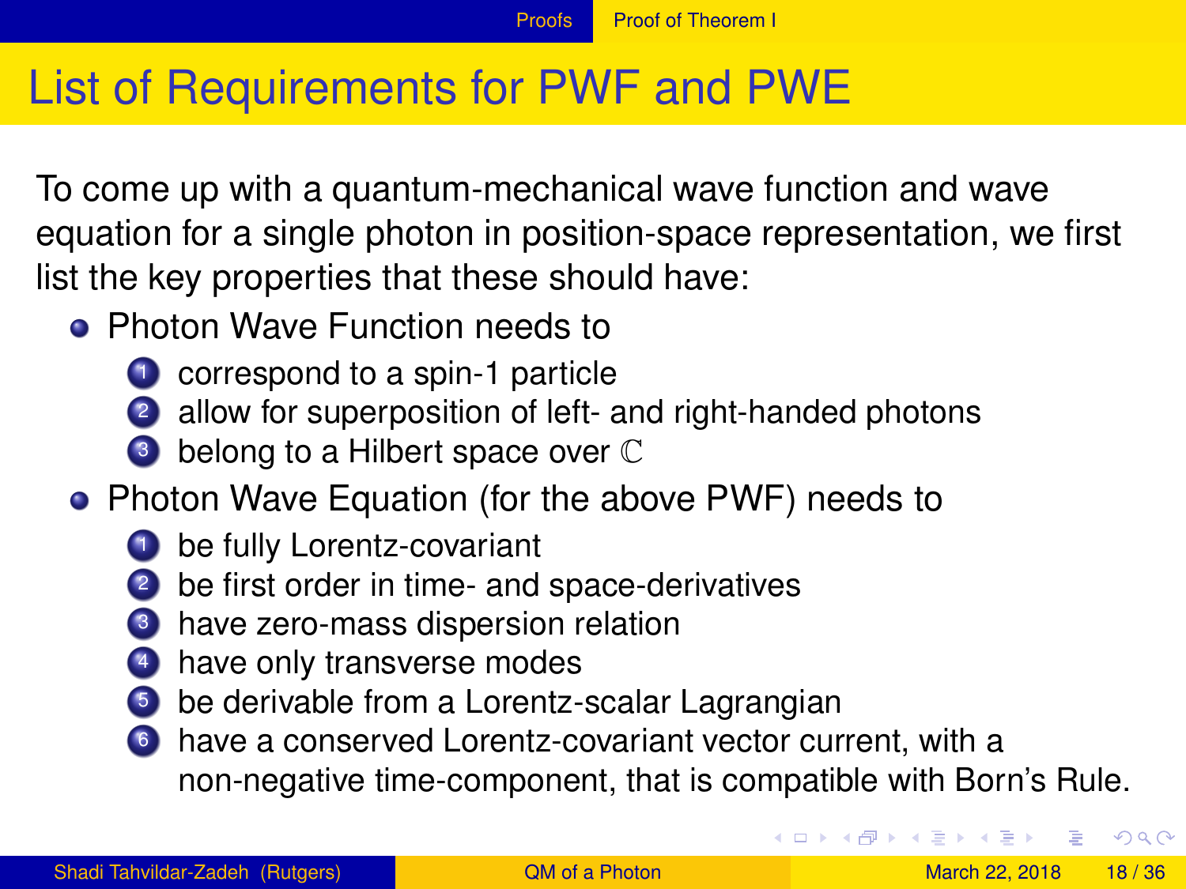# List of Requirements for PWF and PWE

To come up with a quantum-mechanical wave function and wave equation for a single photon in position-space representation, we first list the key properties that these should have:

- Photon Wave Function needs to
  1. correspond to a spin-1 particle
  2. allow for superposition of left- and right-handed photons
  3. belong to a Hilbert space over $\mathbb{C}$
- Photon Wave Equation (for the above PWF) needs to
  1. be fully Lorentz-covariant
  2. be first order in time- and space-derivatives
  3. have zero-mass dispersion relation
  4. have only transverse modes
  5. be derivable from a Lorentz-scalar Lagrangian
  6. have a conserved Lorentz-covariant vector current, with a non-negative time-component, that is compatible with Born's Rule.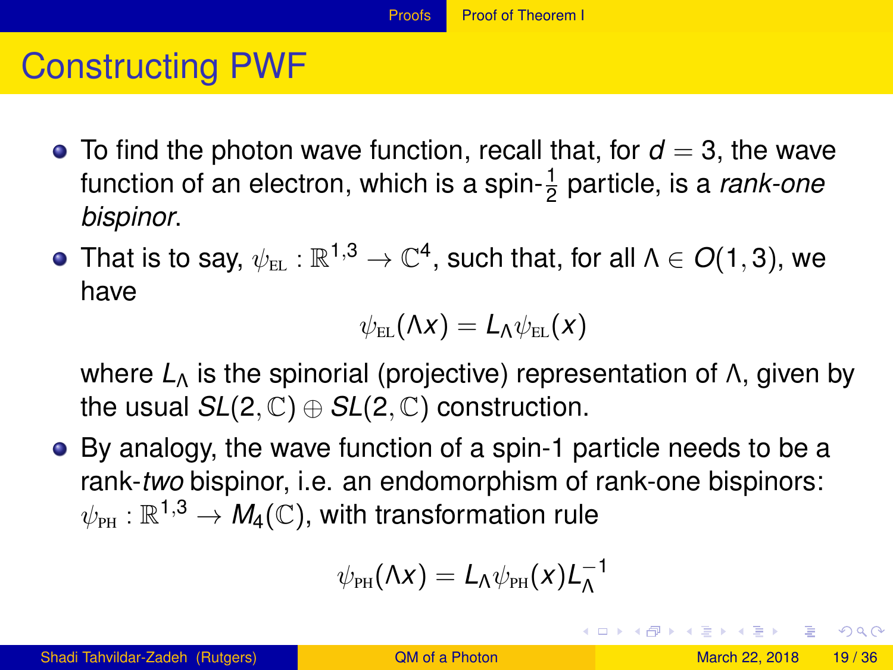# Constructing PWF

- To find the photon wave function, recall that, for $d = 3$, the wave function of an electron, which is a spin-$\frac{1}{2}$ particle, is a *rank-one bispinor*.
- That is to say, $\psi_{\text{EL}} : \mathbb{R}^{1,3} \to \mathbb{C}^4$, such that, for all $\Lambda \in O(1,3)$, we have

$$\psi_{\text{EL}}(\Lambda x) = L_\Lambda \psi_{\text{EL}}(x)$$

  where $L_\Lambda$ is the spinorial (projective) representation of $\Lambda$, given by the usual $SL(2,\mathbb{C}) \oplus SL(2,\mathbb{C})$ construction.
- By analogy, the wave function of a spin-1 particle needs to be a rank-*two* bispinor, i.e. an endomorphism of rank-one bispinors: $\psi_{\text{PH}} : \mathbb{R}^{1,3} \to M_4(\mathbb{C})$, with transformation rule

$$\psi_{\text{PH}}(\Lambda x) = L_\Lambda \psi_{\text{PH}}(x) L_\Lambda^{-1}$$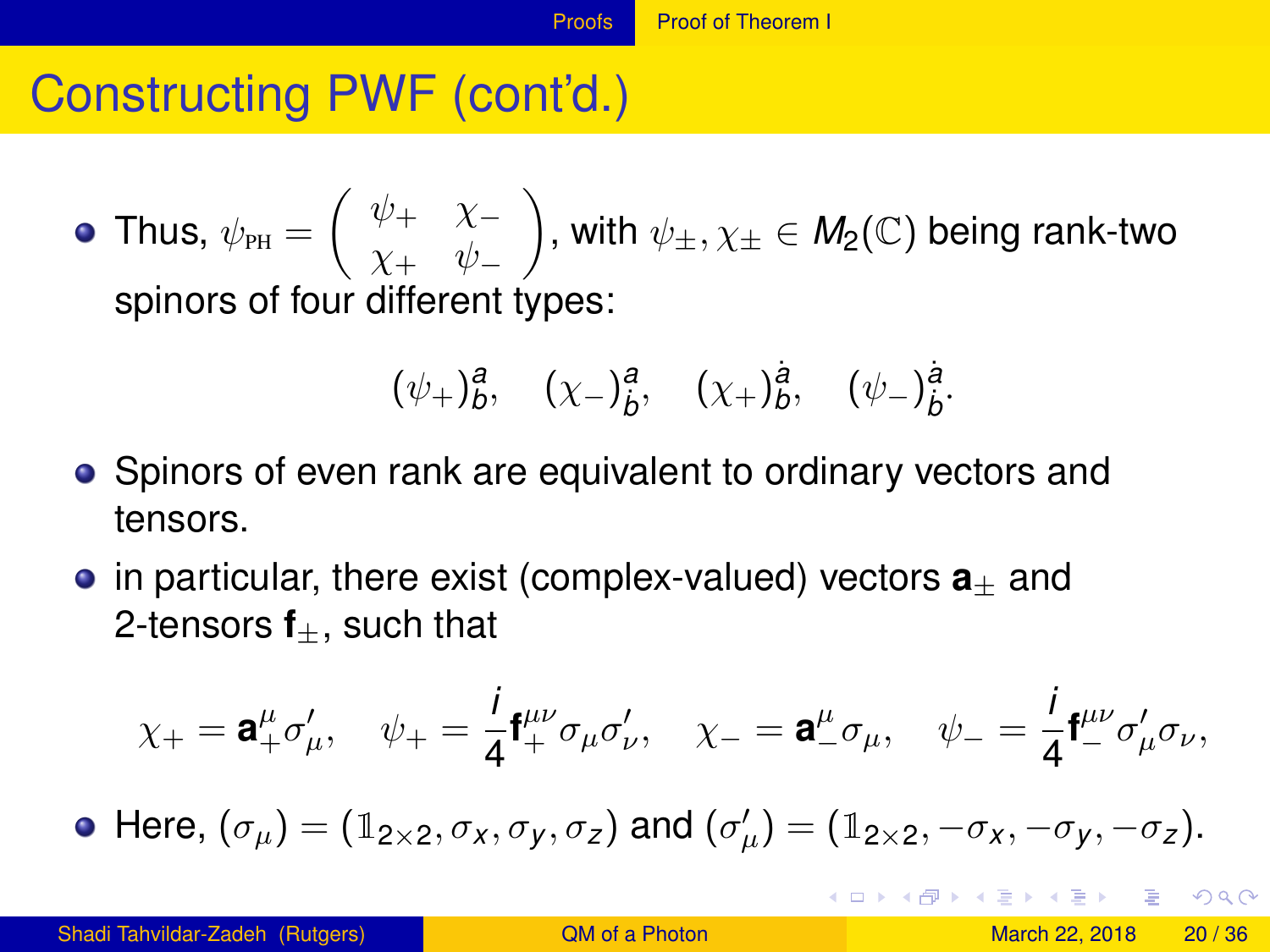# Constructing PWF (cont'd.)

- Thus, $\psi_{\text{PH}} = \begin{pmatrix} \psi_+ & \chi_- \\ \chi_+ & \psi_- \end{pmatrix}$, with $\psi_\pm, \chi_\pm \in M_2(\mathbb{C})$ being rank-two spinors of four different types:

$$(\psi_+)^a_b, \quad (\chi_-)^a_{\dot{b}}, \quad (\chi_+)^{\dot{a}}_b, \quad (\psi_-)^{\dot{a}}_{\dot{b}}.$$

- Spinors of even rank are equivalent to ordinary vectors and tensors.
- in particular, there exist (complex-valued) vectors $\mathbf{a}_\pm$ and 2-tensors $\mathbf{f}_\pm$, such that

$$\chi_+ = \mathbf{a}_+^\mu \sigma'_\mu, \quad \psi_+ = \frac{i}{4}\mathbf{f}_+^{\mu\nu}\sigma_\mu\sigma'_\nu, \quad \chi_- = \mathbf{a}_-^\mu \sigma_\mu, \quad \psi_- = \frac{i}{4}\mathbf{f}_-^{\mu\nu}\sigma'_\mu\sigma_\nu,$$

- Here, $(\sigma_\mu) = (\mathbb{1}_{2\times 2}, \sigma_x, \sigma_y, \sigma_z)$ and $(\sigma'_\mu) = (\mathbb{1}_{2\times 2}, -\sigma_x, -\sigma_y, -\sigma_z)$.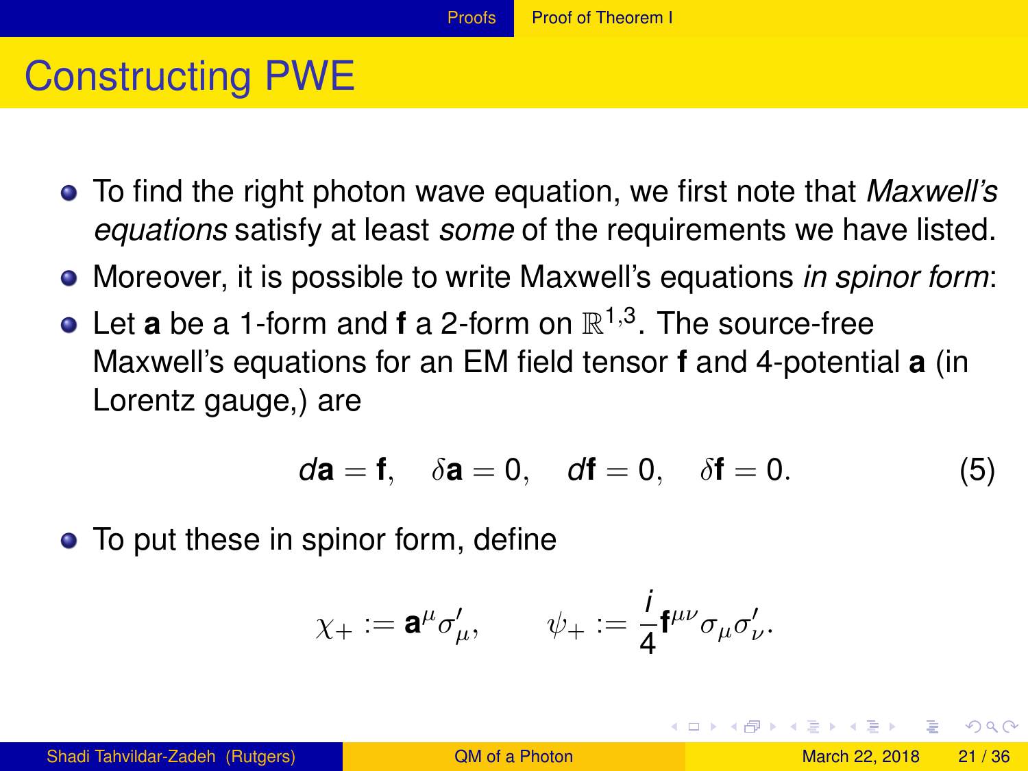# Constructing PWE

- To find the right photon wave equation, we first note that *Maxwell's equations* satisfy at least *some* of the requirements we have listed.
- Moreover, it is possible to write Maxwell's equations *in spinor form*:
- Let **a** be a 1-form and **f** a 2-form on $\mathbb{R}^{1,3}$. The source-free Maxwell's equations for an EM field tensor **f** and 4-potential **a** (in Lorentz gauge,) are

$$d\mathbf{a} = \mathbf{f}, \quad \delta\mathbf{a} = 0, \quad d\mathbf{f} = 0, \quad \delta\mathbf{f} = 0. \tag{5}$$

- To put these in spinor form, define

$$\chi_+ := \mathbf{a}^\mu \sigma'_\mu, \qquad \psi_+ := \frac{i}{4}\mathbf{f}^{\mu\nu}\sigma_\mu\sigma'_\nu.$$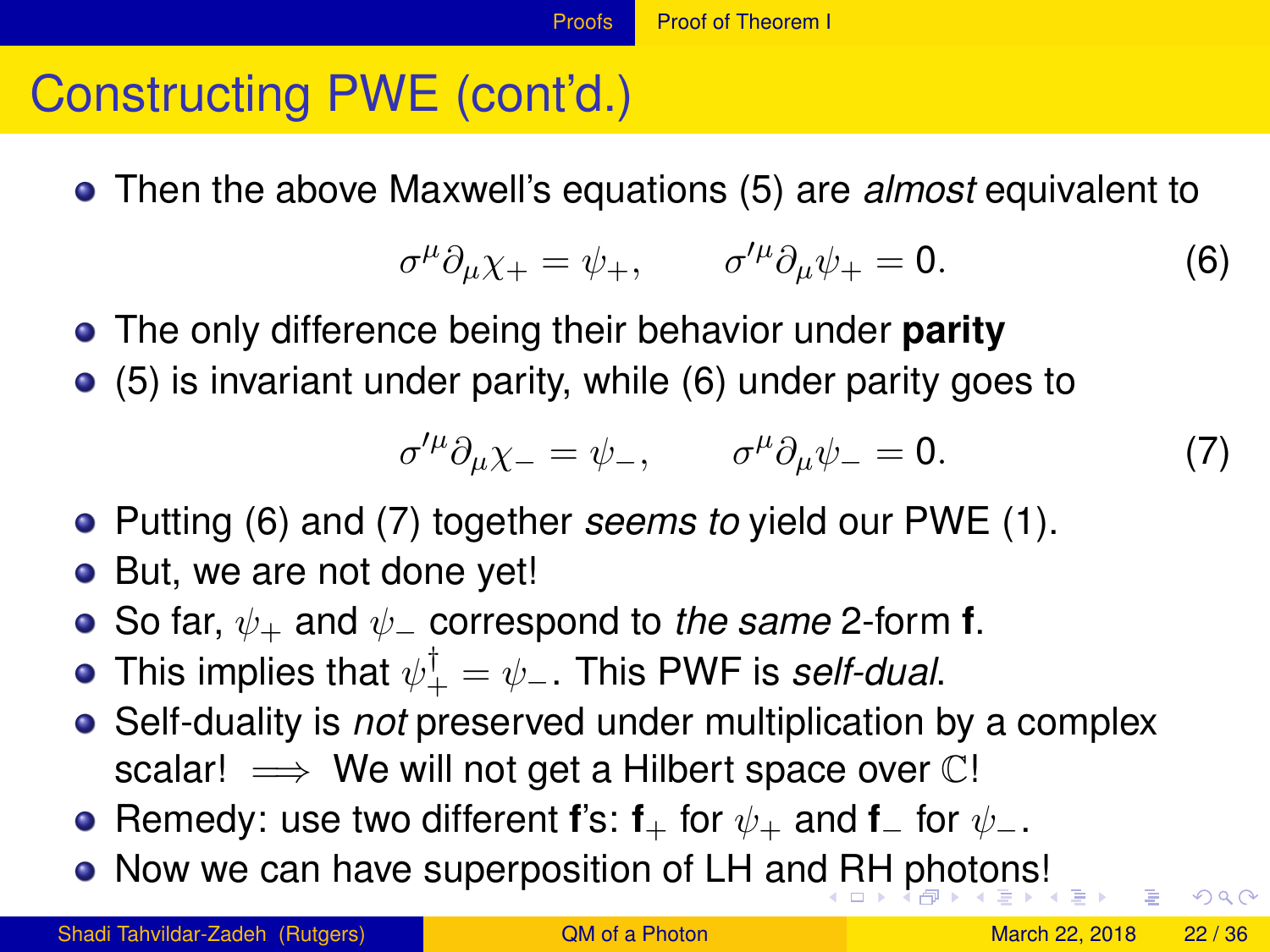# Constructing PWE (cont'd.)

- Then the above Maxwell's equations (5) are *almost* equivalent to

$$\sigma^\mu \partial_\mu \chi_+ = \psi_+, \qquad \sigma'^\mu \partial_\mu \psi_+ = 0. \tag{6}$$

- The only difference being their behavior under **parity**
- (5) is invariant under parity, while (6) under parity goes to

$$\sigma'^\mu \partial_\mu \chi_- = \psi_-, \qquad \sigma^\mu \partial_\mu \psi_- = 0. \tag{7}$$

- Putting (6) and (7) together *seems to* yield our PWE (1).
- But, we are not done yet!
- So far, $\psi_+$ and $\psi_-$ correspond to *the same* 2-form **f**.
- This implies that $\psi_+^\dagger = \psi_-$. This PWF is *self-dual*.
- Self-duality is *not* preserved under multiplication by a complex scalar! $\implies$ We will not get a Hilbert space over $\mathbb{C}$!
- Remedy: use two different **f**'s: $\mathbf{f}_+$ for $\psi_+$ and $\mathbf{f}_-$ for $\psi_-$.
- Now we can have superposition of LH and RH photons!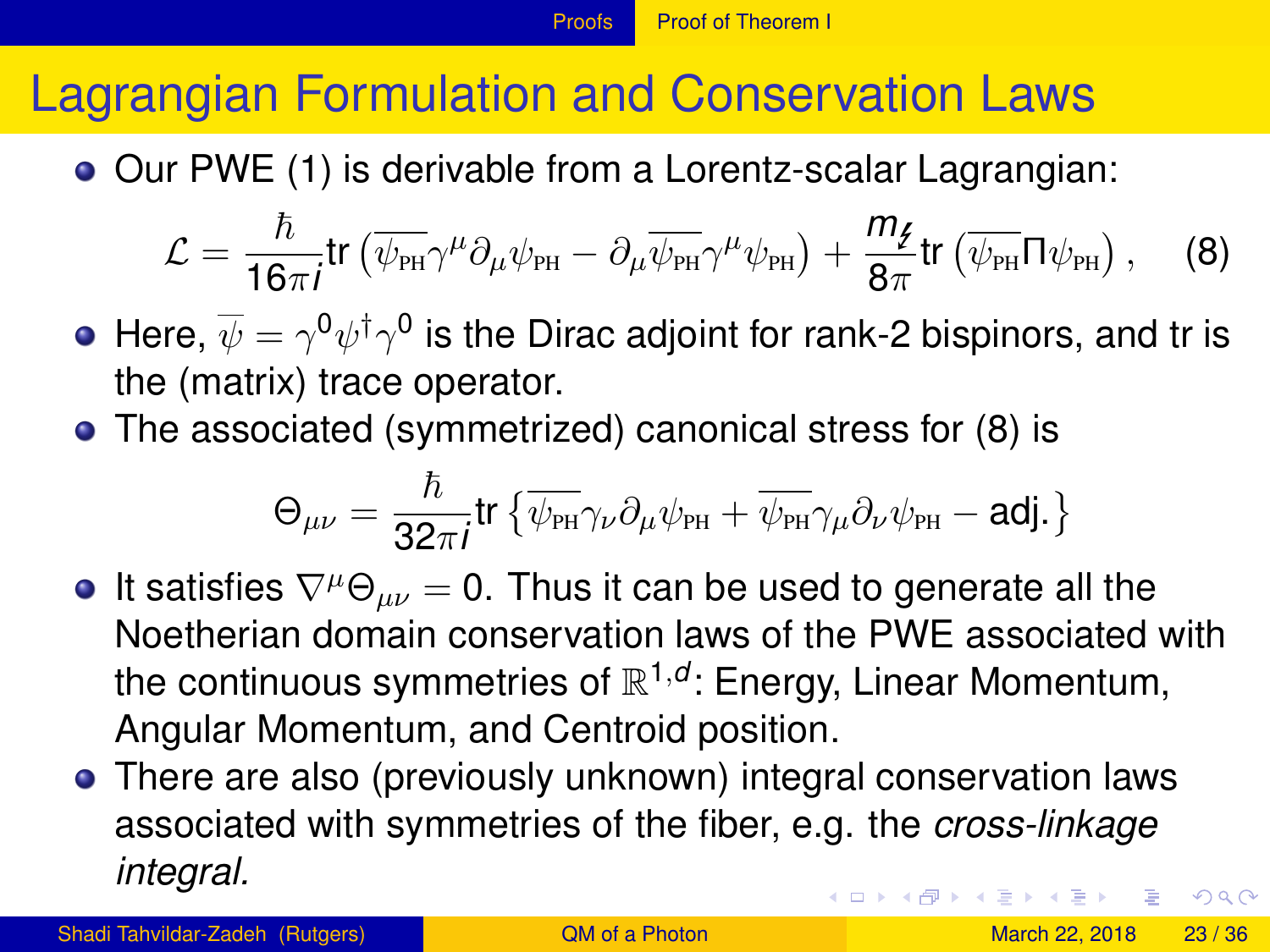# Lagrangian Formulation and Conservation Laws

- Our PWE (1) is derivable from a Lorentz-scalar Lagrangian:

$$\mathcal{L} = \frac{\hbar}{16\pi i}\mathrm{tr}\left(\overline{\psi_{\text{PH}}}\gamma^\mu\partial_\mu\psi_{\text{PH}} - \partial_\mu\overline{\psi_{\text{PH}}}\gamma^\mu\psi_{\text{PH}}\right) + \frac{m_{\not{\ell}}}{8\pi}\mathrm{tr}\left(\overline{\psi_{\text{PH}}}\Pi\psi_{\text{PH}}\right), \qquad (8)$$

- Here, $\overline{\psi} = \gamma^0\psi^\dagger\gamma^0$ is the Dirac adjoint for rank-2 bispinors, and tr is the (matrix) trace operator.
- The associated (symmetrized) canonical stress for (8) is

$$\Theta_{\mu\nu} = \frac{\hbar}{32\pi i}\mathrm{tr}\left\{\overline{\psi_{\text{PH}}}\gamma_\nu\partial_\mu\psi_{\text{PH}} + \overline{\psi_{\text{PH}}}\gamma_\mu\partial_\nu\psi_{\text{PH}} - \text{adj.}\right\}$$

- It satisfies $\nabla^\mu\Theta_{\mu\nu} = 0$. Thus it can be used to generate all the Noetherian domain conservation laws of the PWE associated with the continuous symmetries of $\mathbb{R}^{1,d}$: Energy, Linear Momentum, Angular Momentum, and Centroid position.
- There are also (previously unknown) integral conservation laws associated with symmetries of the fiber, e.g. the *cross-linkage integral.*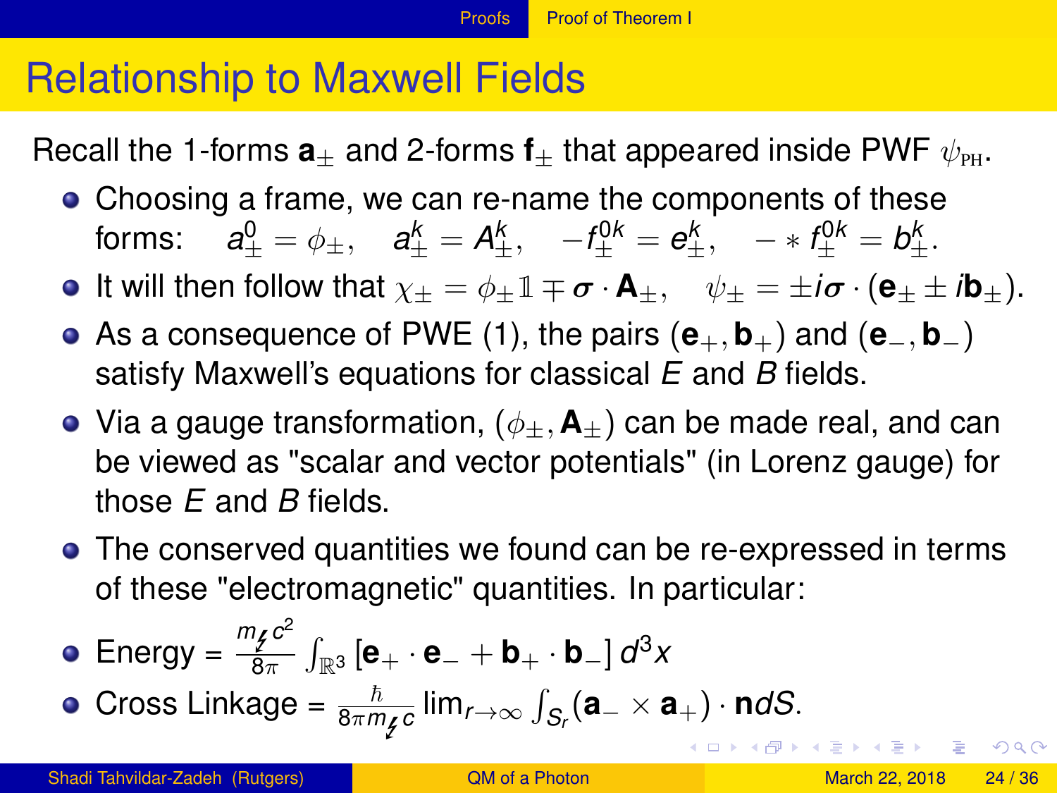# Relationship to Maxwell Fields

Recall the 1-forms $\mathbf{a}_\pm$ and 2-forms $\mathbf{f}_\pm$ that appeared inside PWF $\psi_{\text{PH}}$.

- Choosing a frame, we can re-name the components of these forms: $\quad a^0_\pm = \phi_\pm, \quad a^k_\pm = A^k_\pm, \quad -f^{0k}_\pm = e^k_\pm, \quad -*f^{0k}_\pm = b^k_\pm.$
- It will then follow that $\chi_\pm = \phi_\pm \mathbb{1} \mp \boldsymbol{\sigma}\cdot\mathbf{A}_\pm, \quad \psi_\pm = \pm i\boldsymbol{\sigma}\cdot(\mathbf{e}_\pm \pm i\mathbf{b}_\pm).$
- As a consequence of PWE (1), the pairs $(\mathbf{e}_+, \mathbf{b}_+)$ and $(\mathbf{e}_-, \mathbf{b}_-)$ satisfy Maxwell's equations for classical $E$ and $B$ fields.
- Via a gauge transformation, $(\phi_\pm, \mathbf{A}_\pm)$ can be made real, and can be viewed as "scalar and vector potentials" (in Lorenz gauge) for those $E$ and $B$ fields.
- The conserved quantities we found can be re-expressed in terms of these "electromagnetic" quantities. In particular:
- Energy = $\frac{m_{\not{\gamma}} c^2}{8\pi}\int_{\mathbb{R}^3}\left[\mathbf{e}_+\cdot\mathbf{e}_- + \mathbf{b}_+\cdot\mathbf{b}_-\right] d^3x$
- Cross Linkage = $\frac{\hbar}{8\pi m_{\not{\gamma}} c}\lim_{r\to\infty}\int_{S_r}(\mathbf{a}_-\times\mathbf{a}_+)\cdot\mathbf{n}dS.$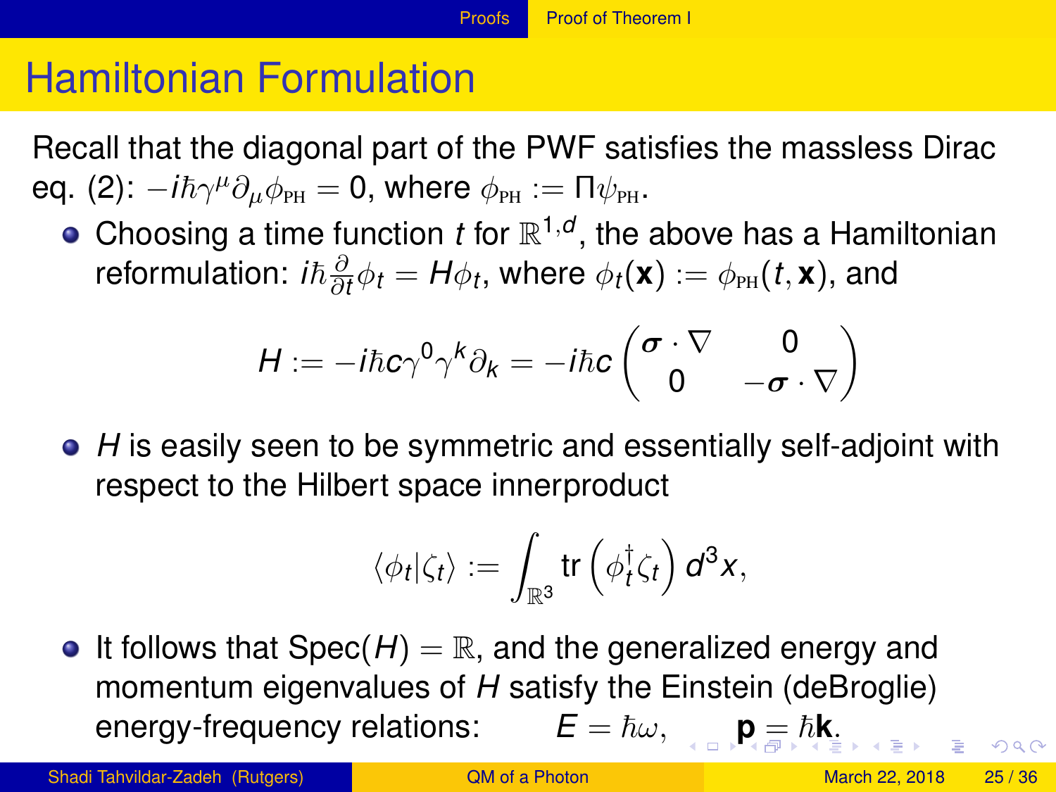# Hamiltonian Formulation

Recall that the diagonal part of the PWF satisfies the massless Dirac eq. (2): $-i\hbar\gamma^\mu\partial_\mu\phi_{\text{PH}} = 0$, where $\phi_{\text{PH}} := \Pi\psi_{\text{PH}}$.

- Choosing a time function $t$ for $\mathbb{R}^{1,d}$, the above has a Hamiltonian reformulation: $i\hbar\frac{\partial}{\partial t}\phi_t = H\phi_t$, where $\phi_t(\mathbf{x}) := \phi_{\text{PH}}(t,\mathbf{x})$, and

$$H := -i\hbar c\gamma^0\gamma^k\partial_k = -i\hbar c\begin{pmatrix}\boldsymbol{\sigma}\cdot\nabla & 0\\ 0 & -\boldsymbol{\sigma}\cdot\nabla\end{pmatrix}$$

- $H$ is easily seen to be symmetric and essentially self-adjoint with respect to the Hilbert space innerproduct

$$\langle\phi_t|\zeta_t\rangle := \int_{\mathbb{R}^3}\text{tr}\left(\phi_t^\dagger\zeta_t\right)d^3x,$$

- It follows that $\text{Spec}(H) = \mathbb{R}$, and the generalized energy and momentum eigenvalues of $H$ satisfy the Einstein (deBroglie) energy-frequency relations: $E = \hbar\omega,\quad \mathbf{p} = \hbar\mathbf{k}.$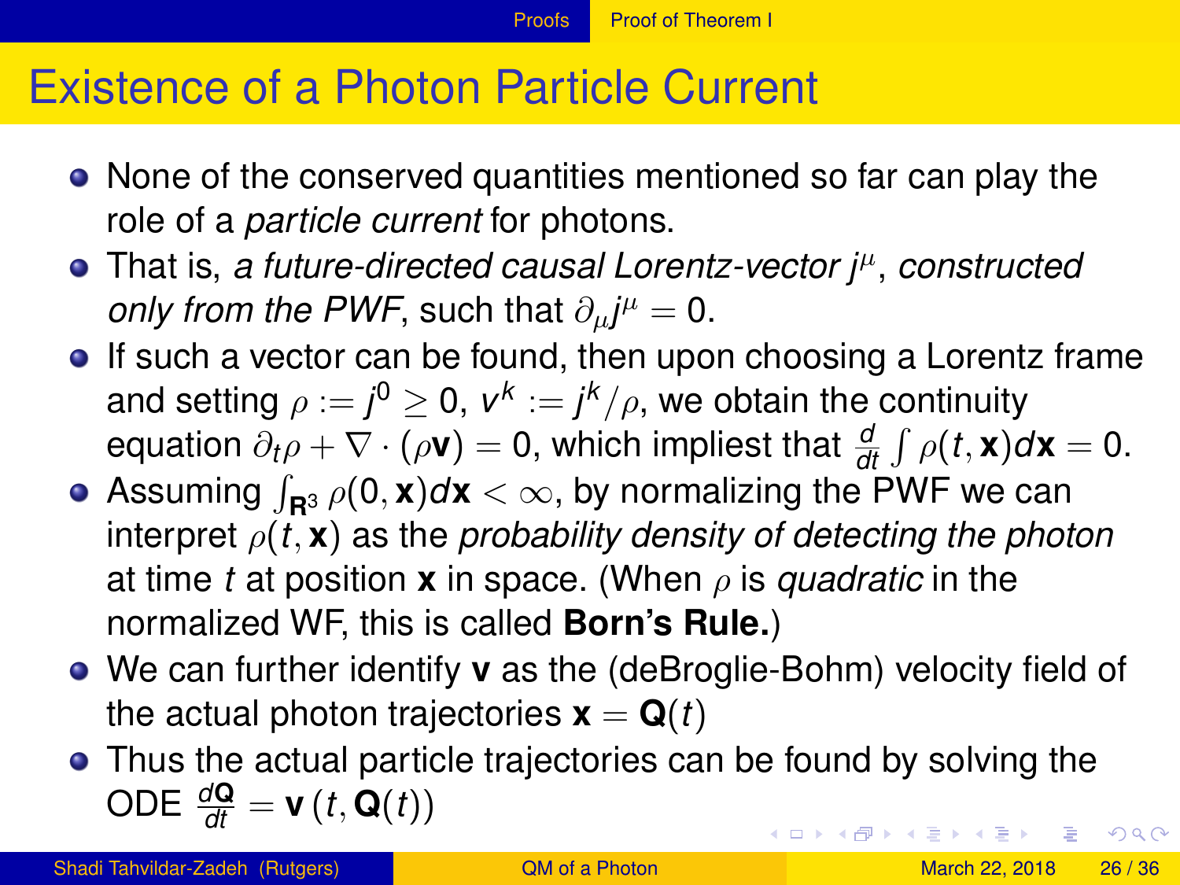# Existence of a Photon Particle Current

- None of the conserved quantities mentioned so far can play the role of a *particle current* for photons.
- That is, *a future-directed causal Lorentz-vector* $j^\mu$, *constructed only from the PWF*, such that $\partial_\mu j^\mu = 0$.
- If such a vector can be found, then upon choosing a Lorentz frame and setting $\rho := j^0 \geq 0$, $v^k := j^k/\rho$, we obtain the continuity equation $\partial_t \rho + \nabla \cdot (\rho \mathbf{v}) = 0$, which impliest that $\frac{d}{dt}\int \rho(t, \mathbf{x}) d\mathbf{x} = 0$.
- Assuming $\int_{\mathbf{R}^3} \rho(0, \mathbf{x}) d\mathbf{x} < \infty$, by normalizing the PWF we can interpret $\rho(t, \mathbf{x})$ as the *probability density of detecting the photon* at time $t$ at position $\mathbf{x}$ in space. (When $\rho$ is *quadratic* in the normalized WF, this is called **Born's Rule.**)
- We can further identify $\mathbf{v}$ as the (deBroglie-Bohm) velocity field of the actual photon trajectories $\mathbf{x} = \mathbf{Q}(t)$
- Thus the actual particle trajectories can be found by solving the ODE $\frac{d\mathbf{Q}}{dt} = \mathbf{v}\left(t, \mathbf{Q}(t)\right)$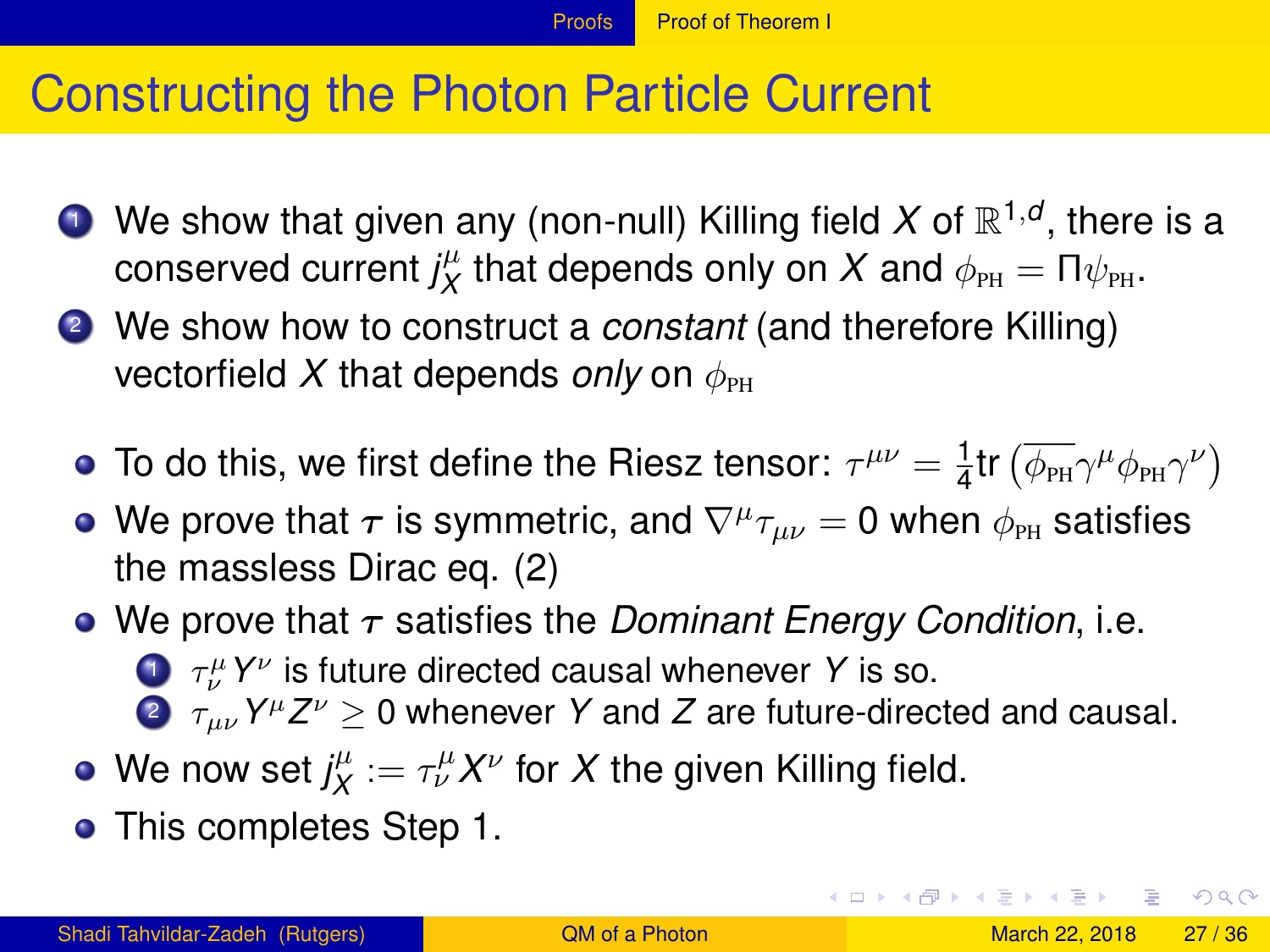# Constructing the Photon Particle Current

1. We show that given any (non-null) Killing field $X$ of $\mathbb{R}^{1,d}$, there is a conserved current $j_X^\mu$ that depends only on $X$ and $\phi_{\text{PH}} = \Pi\psi_{\text{PH}}$.
2. We show how to construct a *constant* (and therefore Killing) vectorfield $X$ that depends *only* on $\phi_{\text{PH}}$

- To do this, we first define the Riesz tensor: $\tau^{\mu\nu} = \frac{1}{4}\text{tr}\left(\overline{\phi_{\text{PH}}}\gamma^\mu\phi_{\text{PH}}\gamma^\nu\right)$
- We prove that $\boldsymbol{\tau}$ is symmetric, and $\nabla^\mu\tau_{\mu\nu} = 0$ when $\phi_{\text{PH}}$ satisfies the massless Dirac eq. (2)
- We prove that $\boldsymbol{\tau}$ satisfies the *Dominant Energy Condition*, i.e.
  1. $\tau^\mu_\nu Y^\nu$ is future directed causal whenever $Y$ is so.
  2. $\tau_{\mu\nu}Y^\mu Z^\nu \geq 0$ whenever $Y$ and $Z$ are future-directed and causal.
- We now set $j_X^\mu := \tau^\mu_\nu X^\nu$ for $X$ the given Killing field.
- This completes Step 1.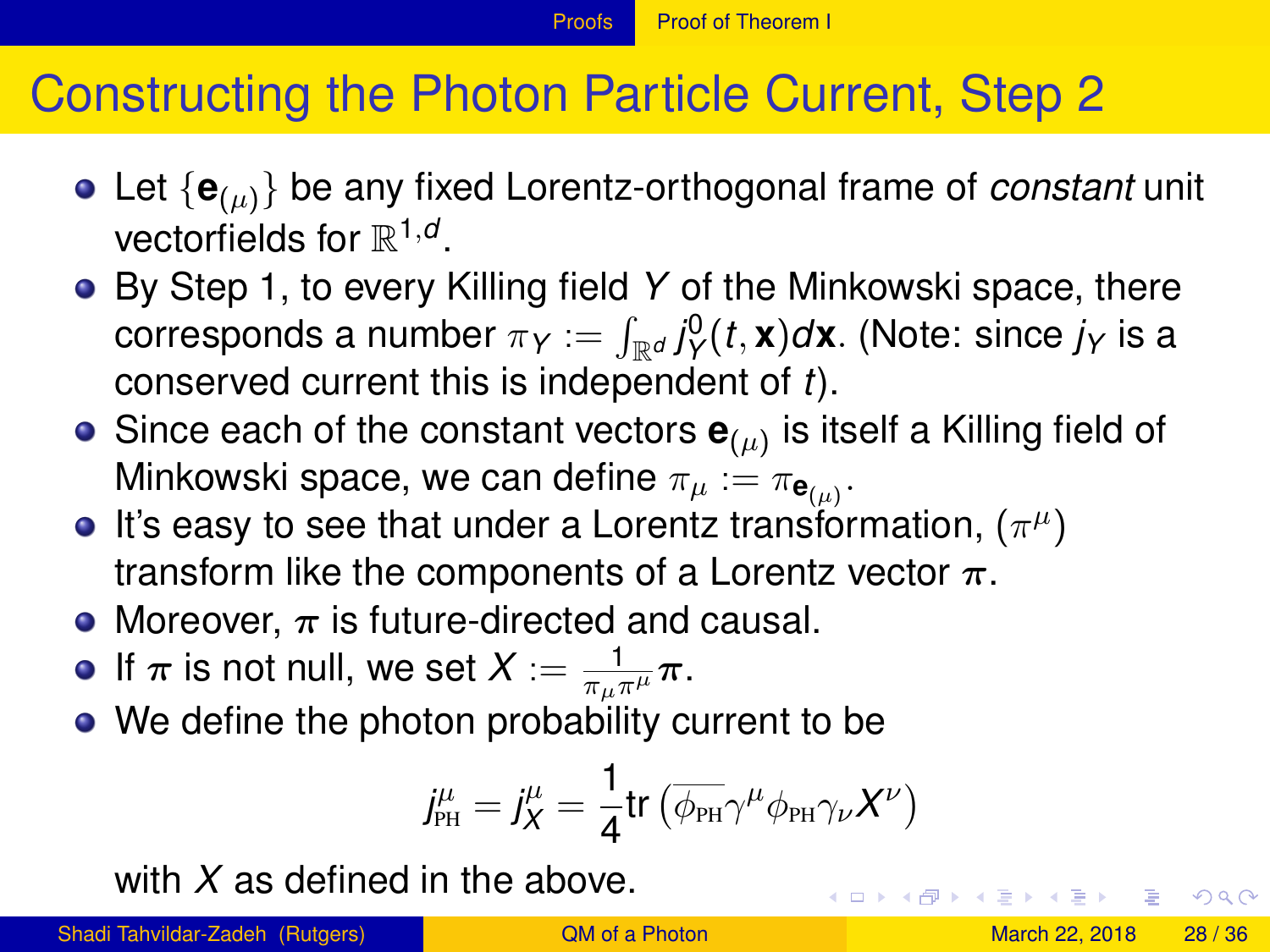# Constructing the Photon Particle Current, Step 2

- Let $\{\mathbf{e}_{(\mu)}\}$ be any fixed Lorentz-orthogonal frame of *constant* unit vectorfields for $\mathbb{R}^{1,d}$.
- By Step 1, to every Killing field $Y$ of the Minkowski space, there corresponds a number $\pi_Y := \int_{\mathbb{R}^d} j_Y^0(t,\mathbf{x})d\mathbf{x}$. (Note: since $j_Y$ is a conserved current this is independent of $t$).
- Since each of the constant vectors $\mathbf{e}_{(\mu)}$ is itself a Killing field of Minkowski space, we can define $\pi_\mu := \pi_{\mathbf{e}_{(\mu)}}$.
- It's easy to see that under a Lorentz transformation, $(\pi^\mu)$ transform like the components of a Lorentz vector $\boldsymbol{\pi}$.
- Moreover, $\boldsymbol{\pi}$ is future-directed and causal.
- If $\boldsymbol{\pi}$ is not null, we set $X := \frac{1}{\pi_\mu \pi^\mu}\boldsymbol{\pi}$.
- We define the photon probability current to be

$$j_{\text{PH}}^\mu = j_X^\mu = \frac{1}{4}\text{tr}\left(\overline{\phi_{\text{PH}}}\gamma^\mu \phi_{\text{PH}}\gamma_\nu X^\nu\right)$$

with $X$ as defined in the above.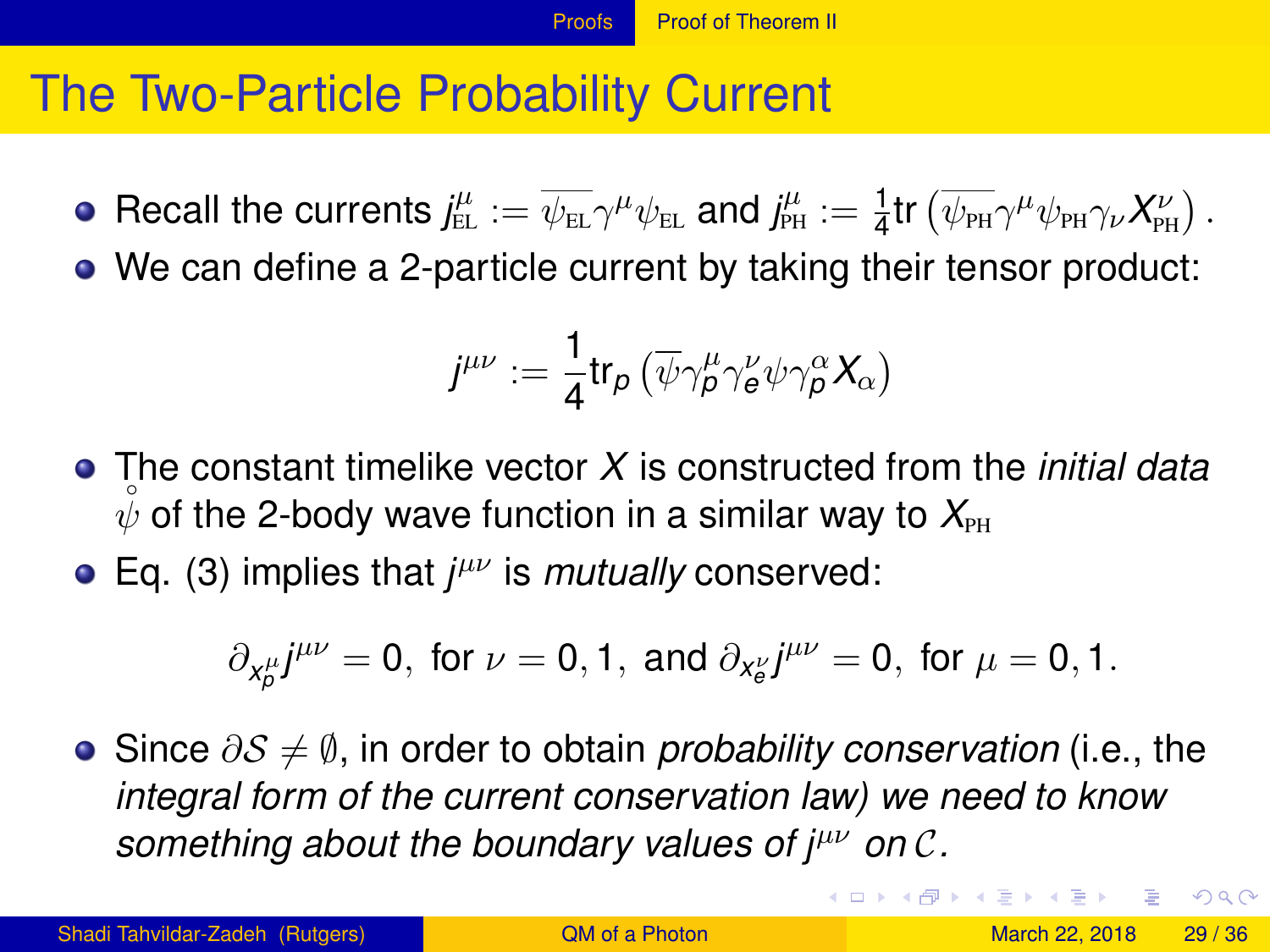# The Two-Particle Probability Current

- Recall the currents $j^{\mu}_{\text{EL}} := \overline{\psi_{\text{EL}}}\gamma^{\mu}\psi_{\text{EL}}$ and $j^{\mu}_{\text{PH}} := \frac{1}{4}\text{tr}\left(\overline{\psi_{\text{PH}}}\gamma^{\mu}\psi_{\text{PH}}\gamma_{\nu}X^{\nu}_{\text{PH}}\right)$.
- We can define a 2-particle current by taking their tensor product:

$$j^{\mu\nu} := \frac{1}{4}\text{tr}_{p}\left(\overline{\psi}\gamma^{\mu}_{p}\gamma^{\nu}_{e}\psi\gamma^{\alpha}_{p}X_{\alpha}\right)$$

- The constant timelike vector $X$ is constructed from the *initial data* $\mathring{\psi}$ of the 2-body wave function in a similar way to $X_{\text{PH}}$
- Eq. (3) implies that $j^{\mu\nu}$ is *mutually* conserved:

$$\partial_{x^{\mu}_{p}}j^{\mu\nu} = 0,\ \text{for } \nu = 0,1,\ \text{and } \partial_{x^{\nu}_{e}}j^{\mu\nu} = 0,\ \text{for } \mu = 0,1.$$

- Since $\partial\mathcal{S} \neq \emptyset$, in order to obtain *probability conservation* (i.e., the *integral form of the current conservation law) we need to know something about the boundary values of $j^{\mu\nu}$ on $\mathcal{C}$.*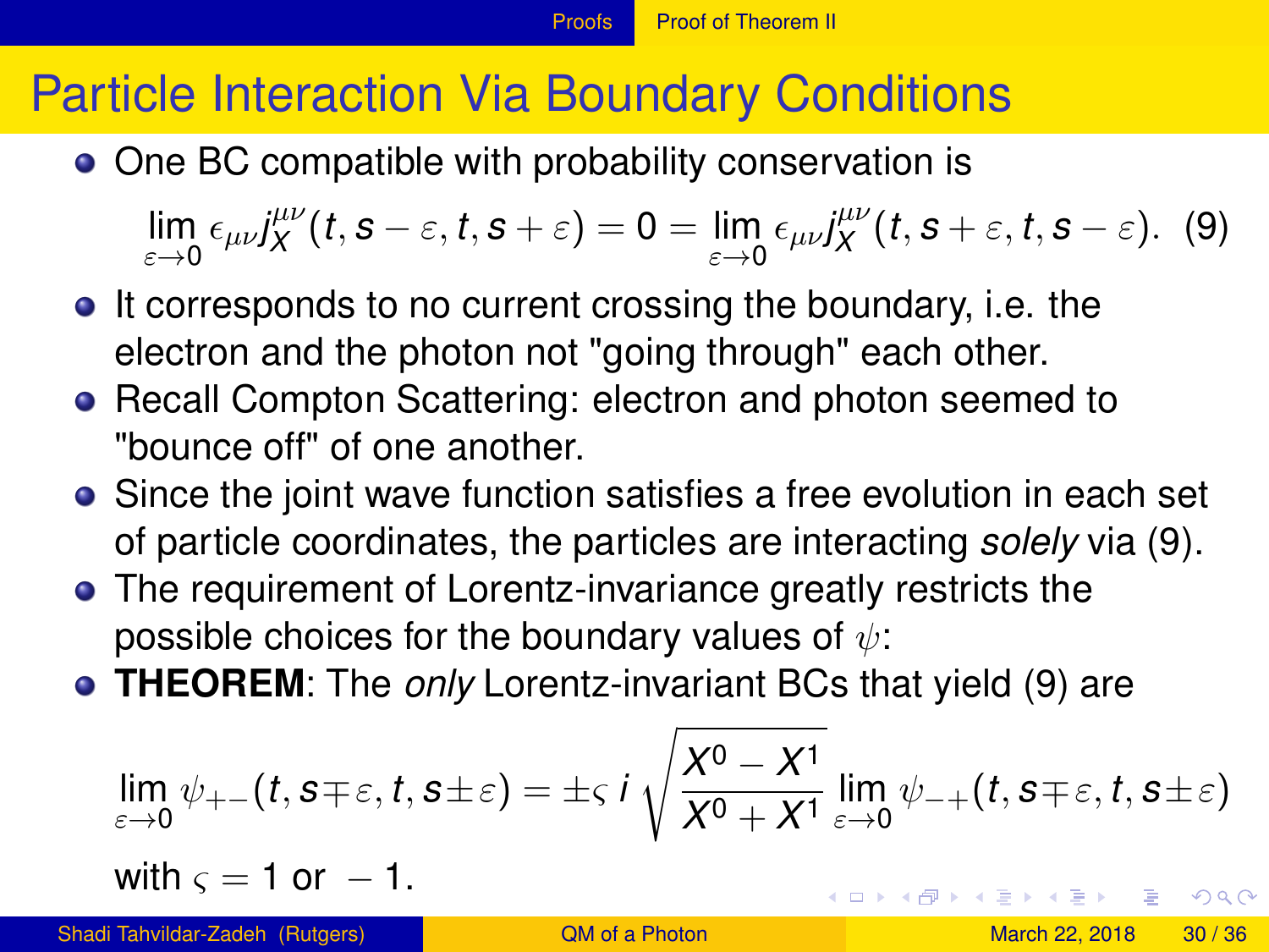# Particle Interaction Via Boundary Conditions

- One BC compatible with probability conservation is

$$\lim_{\varepsilon\to 0} \epsilon_{\mu\nu} j_X^{\mu\nu}(t, s-\varepsilon, t, s+\varepsilon) = 0 = \lim_{\varepsilon\to 0} \epsilon_{\mu\nu} j_X^{\mu\nu}(t, s+\varepsilon, t, s-\varepsilon). \quad (9)$$

- It corresponds to no current crossing the boundary, i.e. the electron and the photon not "going through" each other.
- Recall Compton Scattering: electron and photon seemed to "bounce off" of one another.
- Since the joint wave function satisfies a free evolution in each set of particle coordinates, the particles are interacting *solely* via (9).
- The requirement of Lorentz-invariance greatly restricts the possible choices for the boundary values of $\psi$:
- **THEOREM**: The *only* Lorentz-invariant BCs that yield (9) are

$$\lim_{\varepsilon\to 0} \psi_{+-}(t, s\mp\varepsilon, t, s\pm\varepsilon) = \pm_\varsigma\, i \sqrt{\frac{X^0 - X^1}{X^0 + X^1}} \lim_{\varepsilon\to 0} \psi_{-+}(t, s\mp\varepsilon, t, s\pm\varepsilon)$$

with $\varsigma = 1$ or $-1$.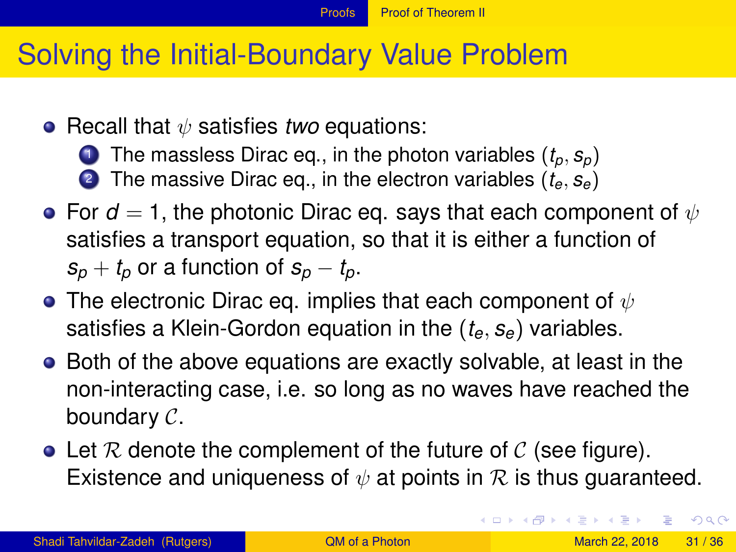# Solving the Initial-Boundary Value Problem

- Recall that $\psi$ satisfies *two* equations:
  1. The massless Dirac eq., in the photon variables $(t_p, s_p)$
  2. The massive Dirac eq., in the electron variables $(t_e, s_e)$
- For $d = 1$, the photonic Dirac eq. says that each component of $\psi$ satisfies a transport equation, so that it is either a function of $s_p + t_p$ or a function of $s_p - t_p$.
- The electronic Dirac eq. implies that each component of $\psi$ satisfies a Klein-Gordon equation in the $(t_e, s_e)$ variables.
- Both of the above equations are exactly solvable, at least in the non-interacting case, i.e. so long as no waves have reached the boundary $\mathcal{C}$.
- Let $\mathcal{R}$ denote the complement of the future of $\mathcal{C}$ (see figure). Existence and uniqueness of $\psi$ at points in $\mathcal{R}$ is thus guaranteed.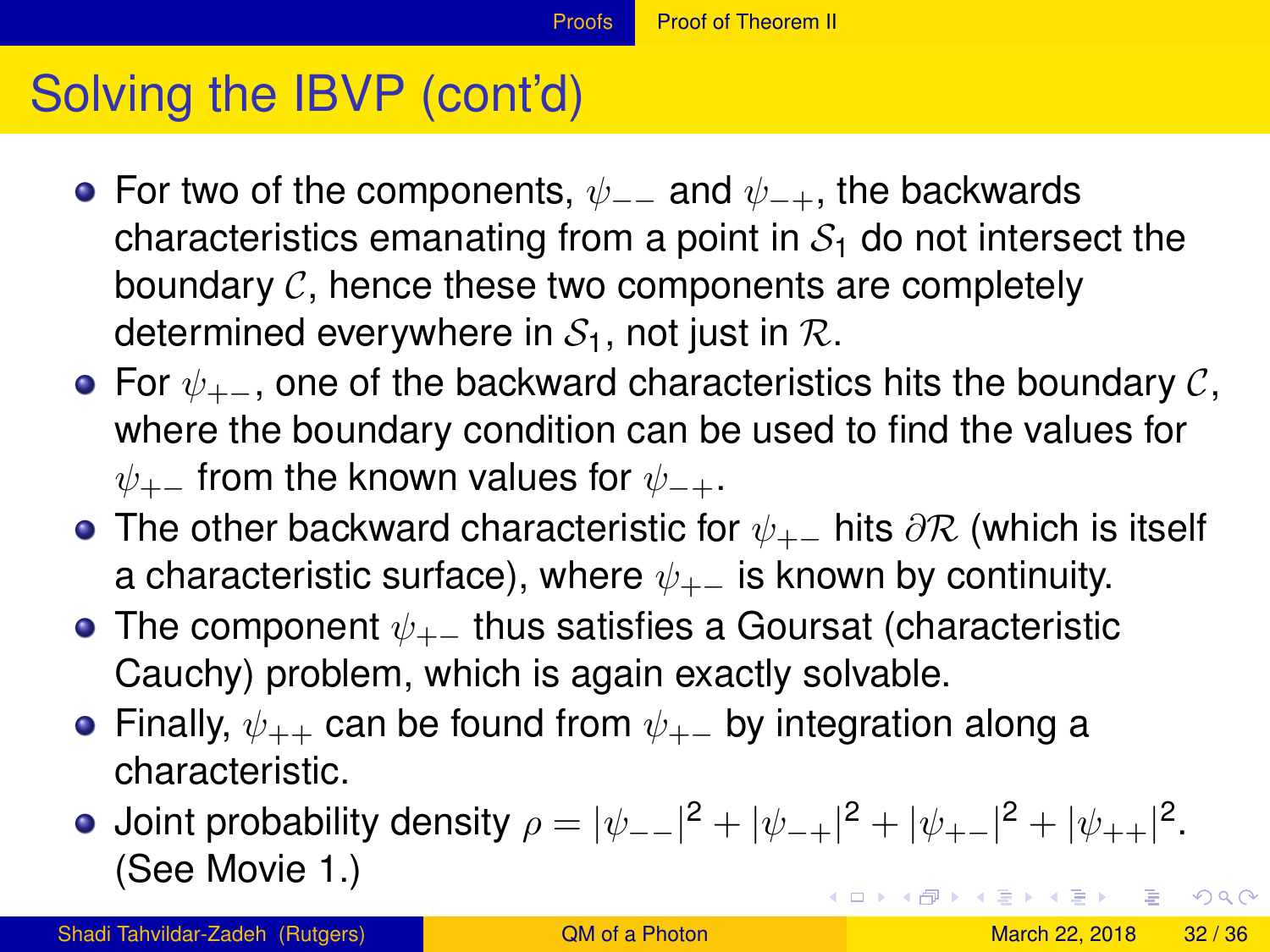# Solving the IBVP (cont'd)

- For two of the components, $\psi_{--}$ and $\psi_{-+}$, the backwards characteristics emanating from a point in $\mathcal{S}_1$ do not intersect the boundary $\mathcal{C}$, hence these two components are completely determined everywhere in $\mathcal{S}_1$, not just in $\mathcal{R}$.
- For $\psi_{+-}$, one of the backward characteristics hits the boundary $\mathcal{C}$, where the boundary condition can be used to find the values for $\psi_{+-}$ from the known values for $\psi_{-+}$.
- The other backward characteristic for $\psi_{+-}$ hits $\partial\mathcal{R}$ (which is itself a characteristic surface), where $\psi_{+-}$ is known by continuity.
- The component $\psi_{+-}$ thus satisfies a Goursat (characteristic Cauchy) problem, which is again exactly solvable.
- Finally, $\psi_{++}$ can be found from $\psi_{+-}$ by integration along a characteristic.
- Joint probability density $\rho = |\psi_{--}|^2 + |\psi_{-+}|^2 + |\psi_{+-}|^2 + |\psi_{++}|^2$. (See Movie 1.)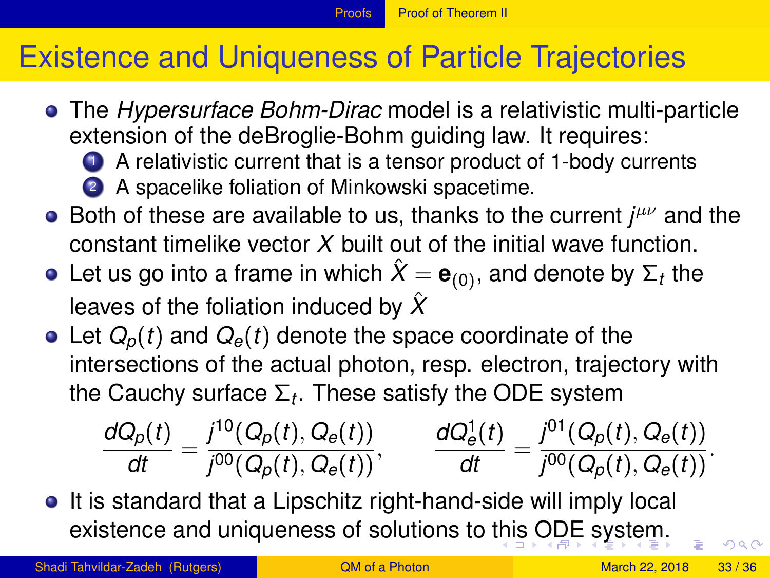# Existence and Uniqueness of Particle Trajectories

- The *Hypersurface Bohm-Dirac* model is a relativistic multi-particle extension of the deBroglie-Bohm guiding law. It requires:
  1. A relativistic current that is a tensor product of 1-body currents
  2. A spacelike foliation of Minkowski spacetime.
- Both of these are available to us, thanks to the current $j^{\mu\nu}$ and the constant timelike vector $X$ built out of the initial wave function.
- Let us go into a frame in which $\hat{X} = \mathbf{e}_{(0)}$, and denote by $\Sigma_t$ the leaves of the foliation induced by $\hat{X}$
- Let $Q_p(t)$ and $Q_e(t)$ denote the space coordinate of the intersections of the actual photon, resp. electron, trajectory with the Cauchy surface $\Sigma_t$. These satisfy the ODE system

$$\frac{dQ_p(t)}{dt} = \frac{j^{10}(Q_p(t), Q_e(t))}{j^{00}(Q_p(t), Q_e(t))}, \qquad \frac{dQ_e^1(t)}{dt} = \frac{j^{01}(Q_p(t), Q_e(t))}{j^{00}(Q_p(t), Q_e(t))}.$$

- It is standard that a Lipschitz right-hand-side will imply local existence and uniqueness of solutions to this ODE system.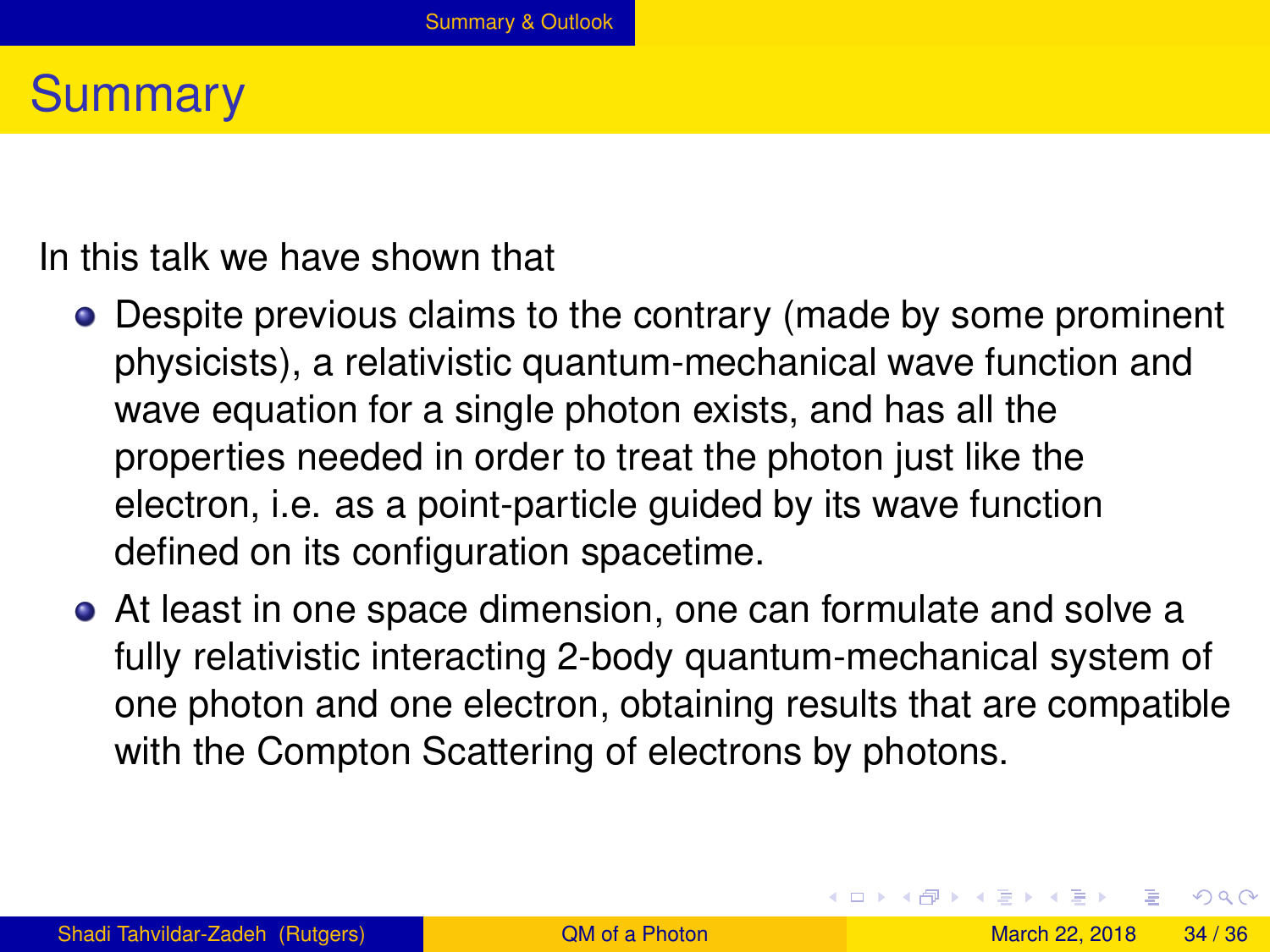# Summary

In this talk we have shown that

- Despite previous claims to the contrary (made by some prominent physicists), a relativistic quantum-mechanical wave function and wave equation for a single photon exists, and has all the properties needed in order to treat the photon just like the electron, i.e. as a point-particle guided by its wave function defined on its configuration spacetime.
- At least in one space dimension, one can formulate and solve a fully relativistic interacting 2-body quantum-mechanical system of one photon and one electron, obtaining results that are compatible with the Compton Scattering of electrons by photons.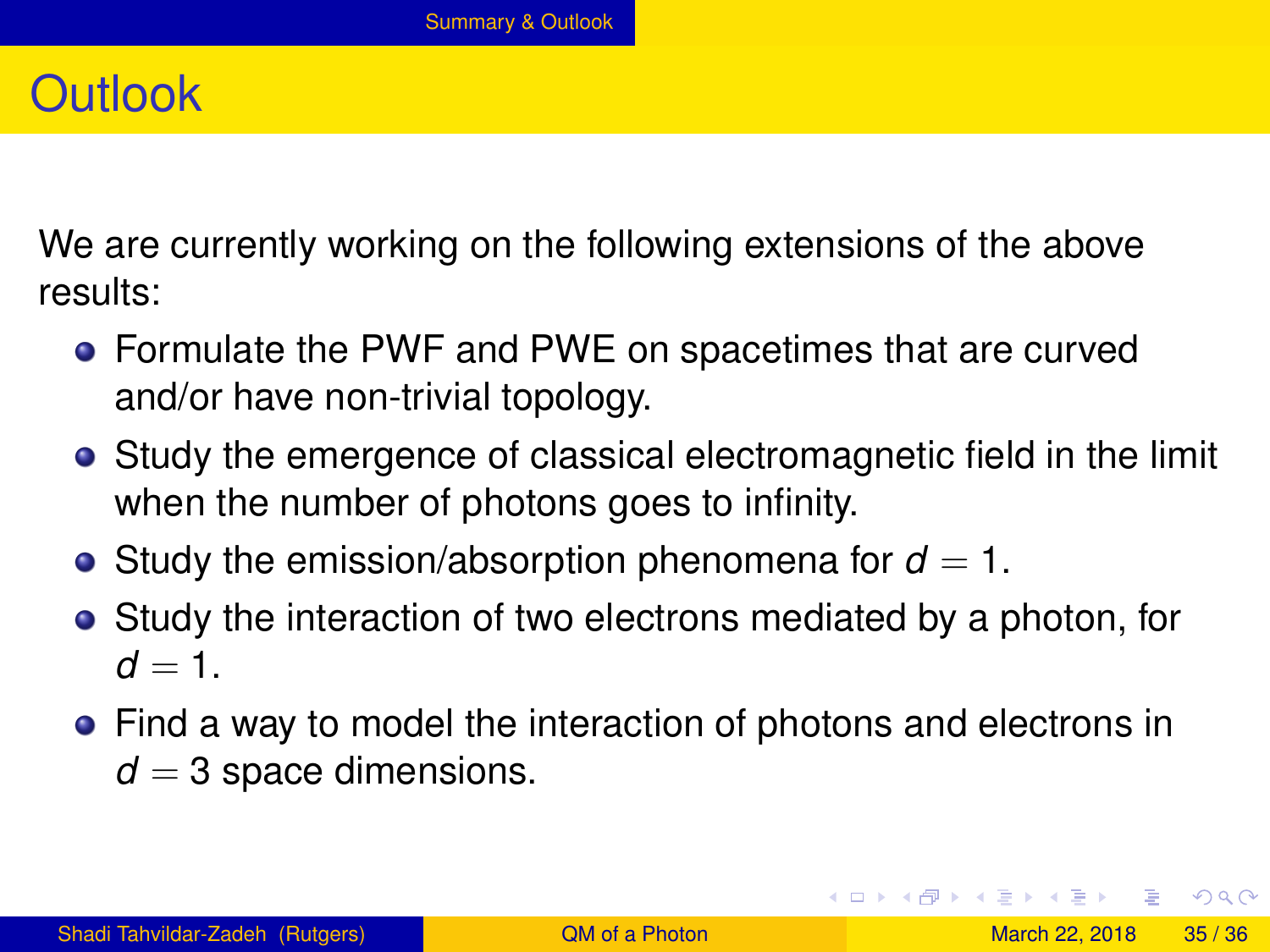# Outlook

We are currently working on the following extensions of the above results:

- Formulate the PWF and PWE on spacetimes that are curved and/or have non-trivial topology.
- Study the emergence of classical electromagnetic field in the limit when the number of photons goes to infinity.
- Study the emission/absorption phenomena for $d = 1$.
- Study the interaction of two electrons mediated by a photon, for $d = 1$.
- Find a way to model the interaction of photons and electrons in $d = 3$ space dimensions.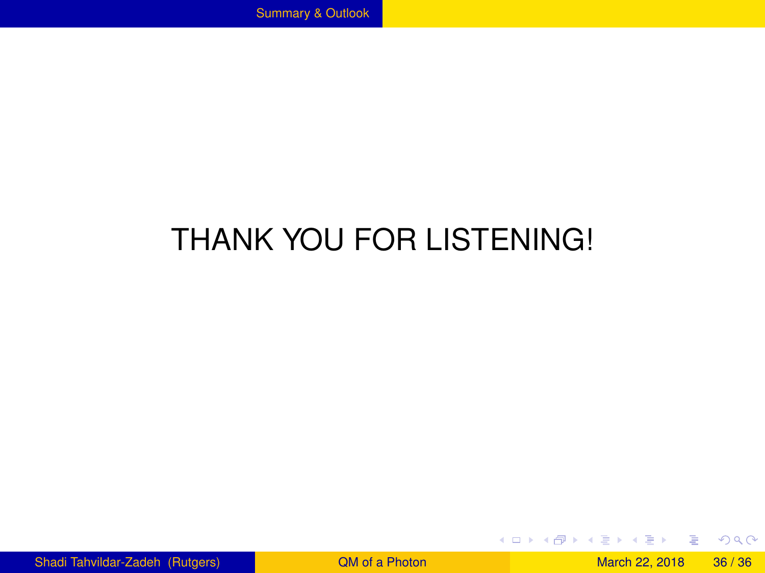THANK YOU FOR LISTENING!